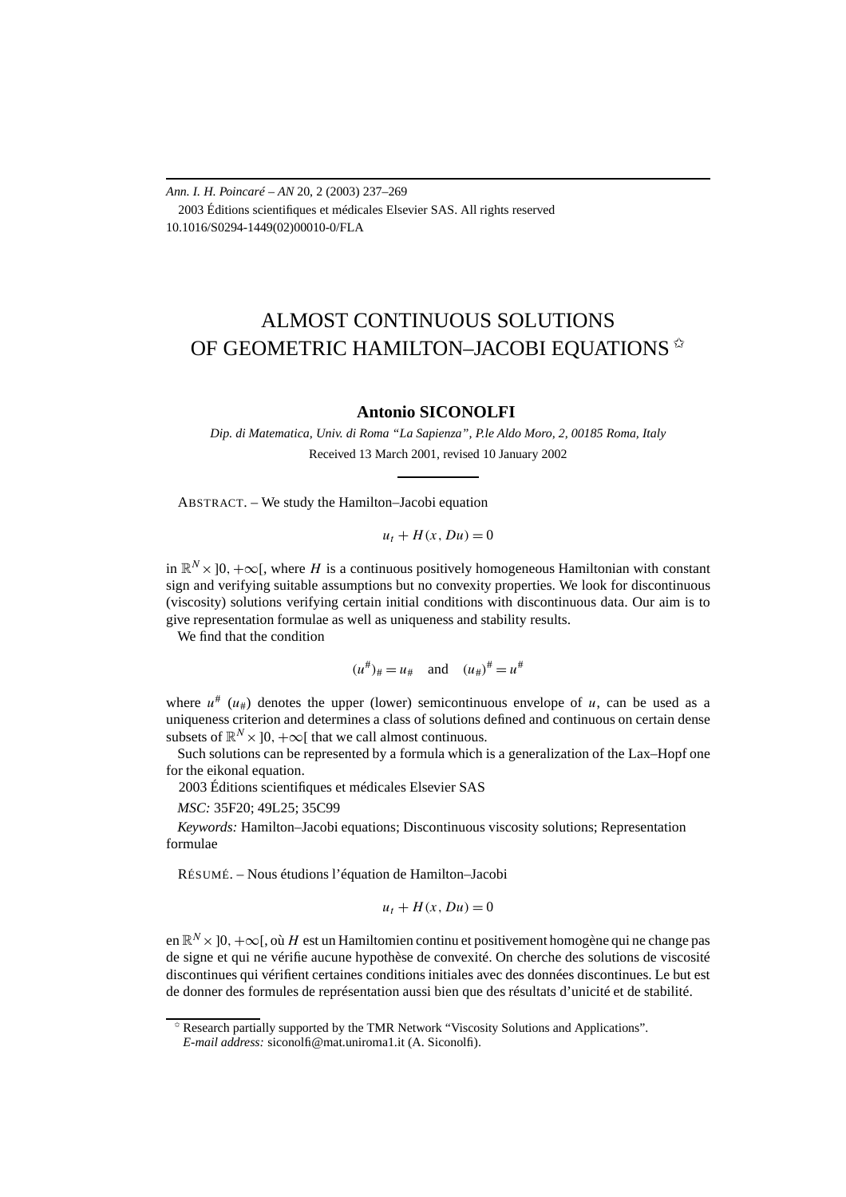# ALMOST CONTINUOUS SOLUTIONS OF GEOMETRIC HAMILTON–JACOBI EQUATIONS ✩

**Antonio SICONOLFI**

*Dip. di Matematica, Univ. di Roma "La Sapienza", P.le Aldo Moro, 2, 00185 Roma, Italy*

Received 13 March 2001, revised 10 January 2002

ABSTRACT. – We study the Hamilton–Jacobi equation

$$u_t + H(x, Du) = 0$$

in $\mathbb{R}^N \times ]0, +\infty[$, where $H$ is a continuous positively homogeneous Hamiltonian with constant sign and verifying suitable assumptions but no convexity properties. We look for discontinuous (viscosity) solutions verifying certain initial conditions with discontinuous data. Our aim is to give representation formulae as well as uniqueness and stability results.

We find that the condition

$$(u^\#)_\# = u_\# \quad \text{and} \quad (u_\#)^\# = u^\#$$

where $u^\#$ ($u_\#$) denotes the upper (lower) semicontinuous envelope of $u$, can be used as a uniqueness criterion and determines a class of solutions defined and continuous on certain dense subsets of $\mathbb{R}^N \times ]0, +\infty[$ that we call almost continuous.

Such solutions can be represented by a formula which is a generalization of the Lax–Hopf one for the eikonal equation.

2003 Éditions scientifiques et médicales Elsevier SAS

*MSC:* 35F20; 49L25; 35C99

*Keywords:* Hamilton–Jacobi equations; Discontinuous viscosity solutions; Representation formulae

RÉSUMÉ. – Nous étudions l'équation de Hamilton–Jacobi

$$u_t + H(x, Du) = 0$$

en $\mathbb{R}^N \times ]0, +\infty[$, où $H$ est un Hamiltomien continu et positivement homogène qui ne change pas de signe et qui ne vérifie aucune hypothèse de convexité. On cherche des solutions de viscosité discontinues qui vérifient certaines conditions initiales avec des données discontinues. Le but est de donner des formules de représentation aussi bien que des résultats d'unicité et de stabilité.

---

✩ Research partially supported by the TMR Network "Viscosity Solutions and Applications".

*E-mail address:* siconolfi@mat.uniroma1.it (A. Siconolfi).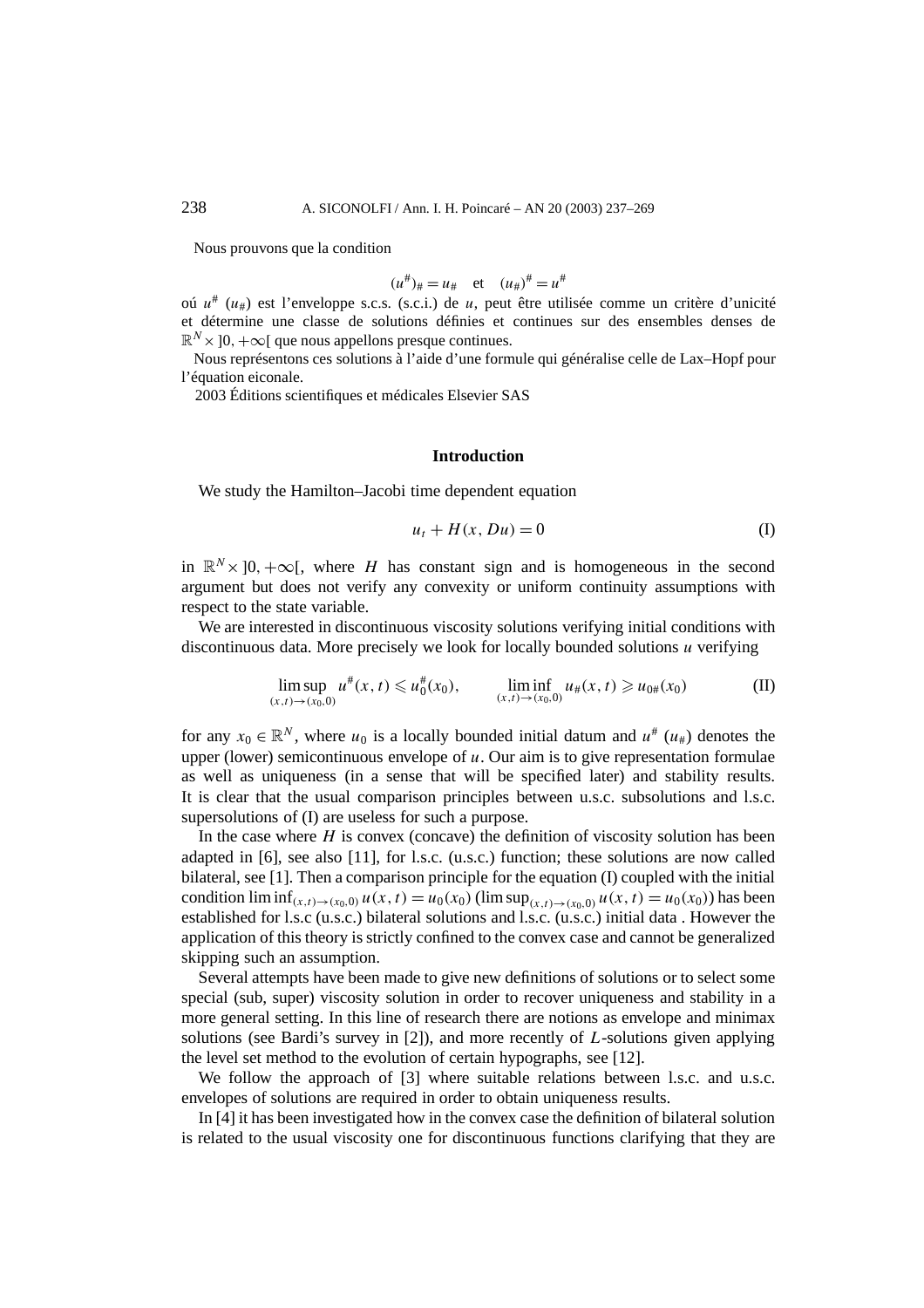Nous prouvons que la condition

$$(u^{\#})_{\#} = u_{\#} \quad \text{et} \quad (u_{\#})^{\#} = u^{\#}$$

oú $u^{\#}$ ($u_{\#}$) est l'enveloppe s.c.s. (s.c.i.) de $u$, peut être utilisée comme un critère d'unicité et détermine une classe de solutions définies et continues sur des ensembles denses de $\mathbb{R}^N \times ]0, +\infty[$ que nous appellons presque continues.

Nous représentons ces solutions à l'aide d'une formule qui généralise celle de Lax–Hopf pour l'équation eiconale.

2003 Éditions scientifiques et médicales Elsevier SAS

## Introduction

We study the Hamilton–Jacobi time dependent equation

$$u_t + H(x, Du) = 0 \tag{I}$$

in $\mathbb{R}^N \times ]0, +\infty[$, where $H$ has constant sign and is homogeneous in the second argument but does not verify any convexity or uniform continuity assumptions with respect to the state variable.

We are interested in discontinuous viscosity solutions verifying initial conditions with discontinuous data. More precisely we look for locally bounded solutions $u$ verifying

$$\limsup_{(x,t)\to(x_0,0)} u^{\#}(x,t) \leqslant u_0^{\#}(x_0), \qquad \liminf_{(x,t)\to(x_0,0)} u_{\#}(x,t) \geqslant u_{0\#}(x_0) \tag{II}$$

for any $x_0 \in \mathbb{R}^N$, where $u_0$ is a locally bounded initial datum and $u^{\#}$ ($u_{\#}$) denotes the upper (lower) semicontinuous envelope of $u$. Our aim is to give representation formulae as well as uniqueness (in a sense that will be specified later) and stability results. It is clear that the usual comparison principles between u.s.c. subsolutions and l.s.c. supersolutions of (I) are useless for such a purpose.

In the case where $H$ is convex (concave) the definition of viscosity solution has been adapted in [6], see also [11], for l.s.c. (u.s.c.) function; these solutions are now called bilateral, see [1]. Then a comparison principle for the equation (I) coupled with the initial condition $\liminf_{(x,t)\to(x_0,0)} u(x,t) = u_0(x_0)$ ($\limsup_{(x,t)\to(x_0,0)} u(x,t) = u_0(x_0)$) has been established for l.s.c (u.s.c.) bilateral solutions and l.s.c. (u.s.c.) initial data . However the application of this theory is strictly confined to the convex case and cannot be generalized skipping such an assumption.

Several attempts have been made to give new definitions of solutions or to select some special (sub, super) viscosity solution in order to recover uniqueness and stability in a more general setting. In this line of research there are notions as envelope and minimax solutions (see Bardi's survey in [2]), and more recently of $L$-solutions given applying the level set method to the evolution of certain hypographs, see [12].

We follow the approach of [3] where suitable relations between l.s.c. and u.s.c. envelopes of solutions are required in order to obtain uniqueness results.

In [4] it has been investigated how in the convex case the definition of bilateral solution is related to the usual viscosity one for discontinuous functions clarifying that they are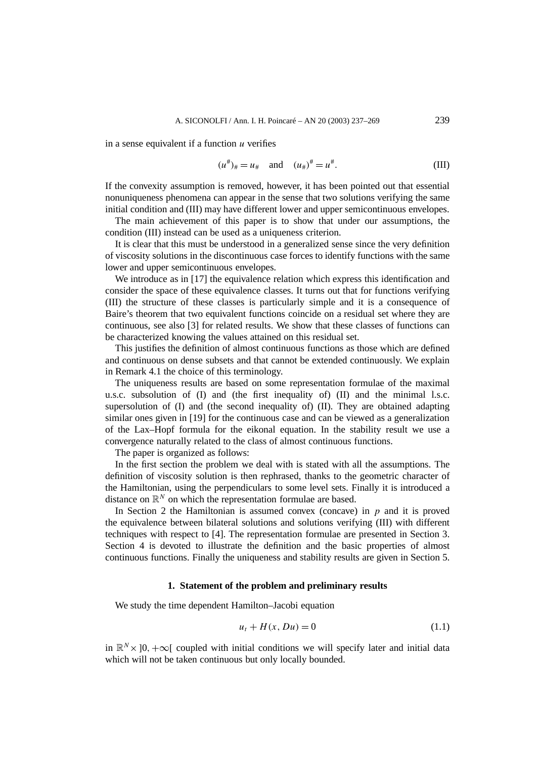in a sense equivalent if a function $u$ verifies

$$(u^{\#})_{\#} = u_{\#} \quad \text{and} \quad (u_{\#})^{\#} = u^{\#}. \tag{III}$$

If the convexity assumption is removed, however, it has been pointed out that essential nonuniqueness phenomena can appear in the sense that two solutions verifying the same initial condition and (III) may have different lower and upper semicontinuous envelopes.

The main achievement of this paper is to show that under our assumptions, the condition (III) instead can be used as a uniqueness criterion.

It is clear that this must be understood in a generalized sense since the very definition of viscosity solutions in the discontinuous case forces to identify functions with the same lower and upper semicontinuous envelopes.

We introduce as in [17] the equivalence relation which express this identification and consider the space of these equivalence classes. It turns out that for functions verifying (III) the structure of these classes is particularly simple and it is a consequence of Baire's theorem that two equivalent functions coincide on a residual set where they are continuous, see also [3] for related results. We show that these classes of functions can be characterized knowing the values attained on this residual set.

This justifies the definition of almost continuous functions as those which are defined and continuous on dense subsets and that cannot be extended continuously. We explain in Remark 4.1 the choice of this terminology.

The uniqueness results are based on some representation formulae of the maximal u.s.c. subsolution of (I) and (the first inequality of) (II) and the minimal l.s.c. supersolution of (I) and (the second inequality of) (II). They are obtained adapting similar ones given in [19] for the continuous case and can be viewed as a generalization of the Lax–Hopf formula for the eikonal equation. In the stability result we use a convergence naturally related to the class of almost continuous functions.

The paper is organized as follows:

In the first section the problem we deal with is stated with all the assumptions. The definition of viscosity solution is then rephrased, thanks to the geometric character of the Hamiltonian, using the perpendiculars to some level sets. Finally it is introduced a distance on $\mathbb{R}^N$ on which the representation formulae are based.

In Section 2 the Hamiltonian is assumed convex (concave) in $p$ and it is proved the equivalence between bilateral solutions and solutions verifying (III) with different techniques with respect to [4]. The representation formulae are presented in Section 3. Section 4 is devoted to illustrate the definition and the basic properties of almost continuous functions. Finally the uniqueness and stability results are given in Section 5.

## 1. Statement of the problem and preliminary results

We study the time dependent Hamilton–Jacobi equation

$$u_t + H(x, Du) = 0 \tag{1.1}$$

in $\mathbb{R}^N \times ]0, +\infty[$ coupled with initial conditions we will specify later and initial data which will not be taken continuous but only locally bounded.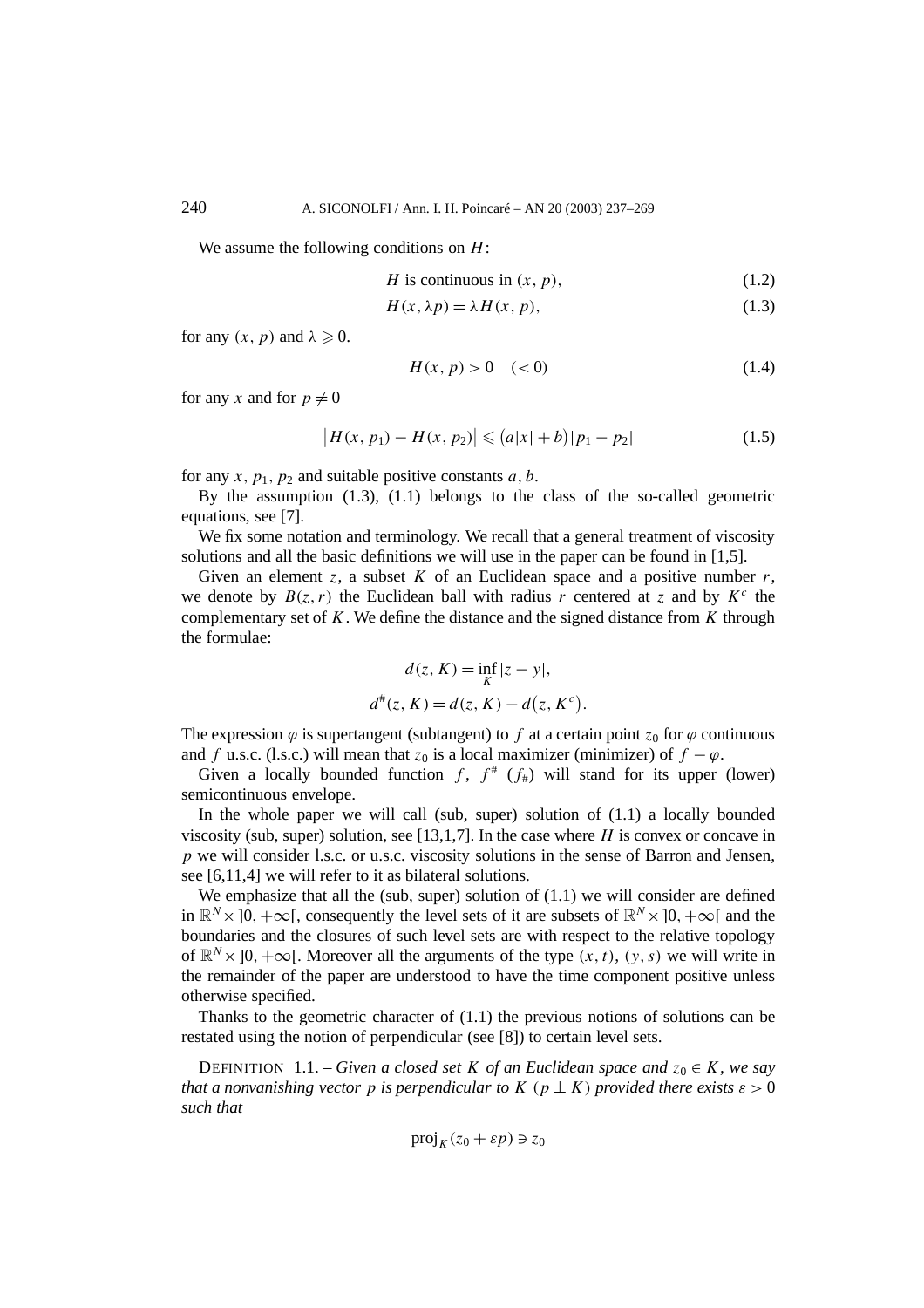We assume the following conditions on $H$:

$$H \text{ is continuous in } (x,p), \tag{1.2}$$

$$H(x,\lambda p) = \lambda H(x,p), \tag{1.3}$$

for any $(x,p)$ and $\lambda \geqslant 0$.

$$H(x,p) > 0 \quad (<0) \tag{1.4}$$

for any $x$ and for $p \neq 0$

$$\left|H(x,p_1) - H(x,p_2)\right| \leqslant \left(a|x| + b\right)|p_1 - p_2| \tag{1.5}$$

for any $x$, $p_1$, $p_2$ and suitable positive constants $a$, $b$.

By the assumption (1.3), (1.1) belongs to the class of the so-called geometric equations, see [7].

We fix some notation and terminology. We recall that a general treatment of viscosity solutions and all the basic definitions we will use in the paper can be found in [1,5].

Given an element $z$, a subset $K$ of an Euclidean space and a positive number $r$, we denote by $B(z,r)$ the Euclidean ball with radius $r$ centered at $z$ and by $K^c$ the complementary set of $K$. We define the distance and the signed distance from $K$ through the formulae:

$$d(z,K) = \inf_K |z-y|,$$

$$d^\#(z,K) = d(z,K) - d\left(z,K^c\right).$$

The expression $\varphi$ is supertangent (subtangent) to $f$ at a certain point $z_0$ for $\varphi$ continuous and $f$ u.s.c. (l.s.c.) will mean that $z_0$ is a local maximizer (minimizer) of $f - \varphi$.

Given a locally bounded function $f$, $f^\#$ ($f_\#$) will stand for its upper (lower) semicontinuous envelope.

In the whole paper we will call (sub, super) solution of (1.1) a locally bounded viscosity (sub, super) solution, see [13,1,7]. In the case where $H$ is convex or concave in $p$ we will consider l.s.c. or u.s.c. viscosity solutions in the sense of Barron and Jensen, see [6,11,4] we will refer to it as bilateral solutions.

We emphasize that all the (sub, super) solution of (1.1) we will consider are defined in $\mathbb{R}^N \times ]0,+\infty[$, consequently the level sets of it are subsets of $\mathbb{R}^N \times ]0,+\infty[$ and the boundaries and the closures of such level sets are with respect to the relative topology of $\mathbb{R}^N \times ]0,+\infty[$. Moreover all the arguments of the type $(x,t)$, $(y,s)$ we will write in the remainder of the paper are understood to have the time component positive unless otherwise specified.

Thanks to the geometric character of (1.1) the previous notions of solutions can be restated using the notion of perpendicular (see [8]) to certain level sets.

DEFINITION 1.1. – *Given a closed set $K$ of an Euclidean space and $z_0 \in K$, we say that a nonvanishing vector $p$ is perpendicular to $K$ ($p \perp K$) provided there exists $\varepsilon > 0$ such that*

$$\operatorname{proj}_K(z_0 + \varepsilon p) \ni z_0$$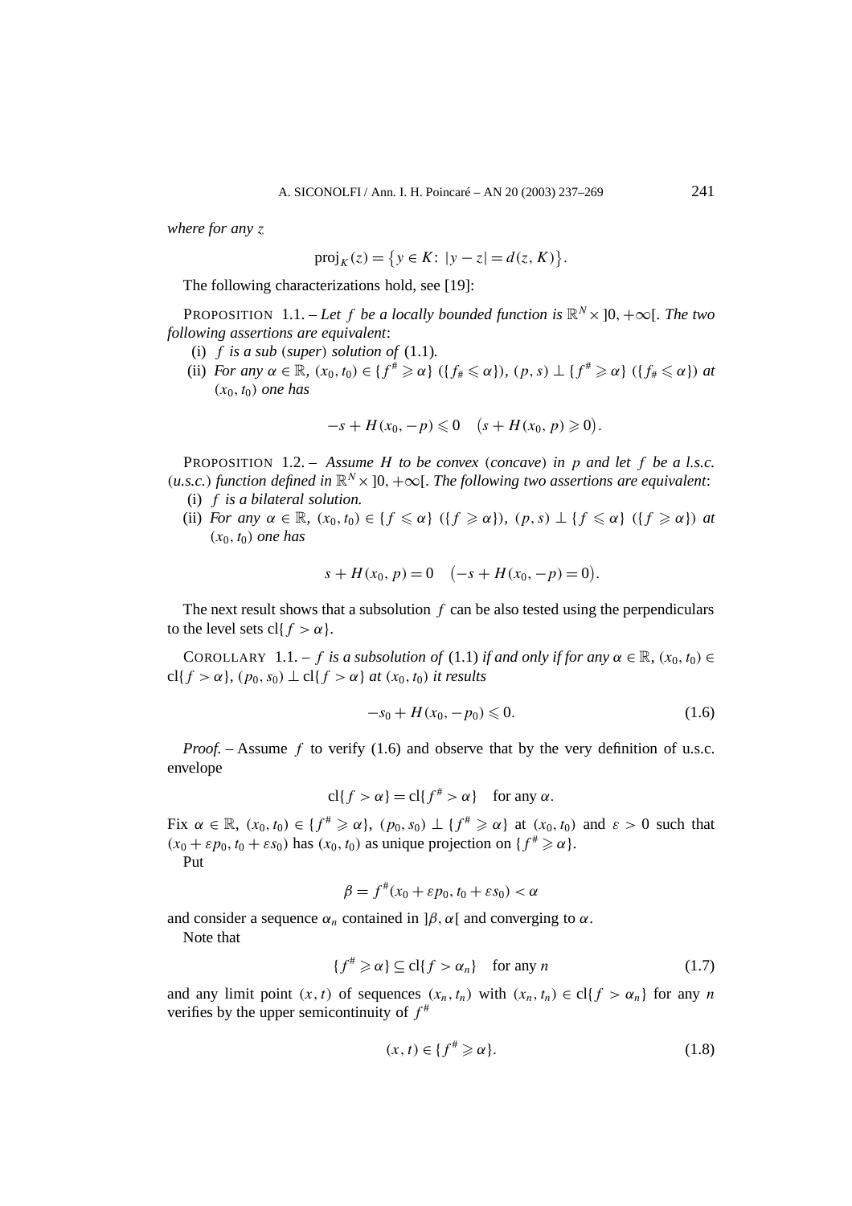*where for any* $z$

$$\operatorname{proj}_K(z) = \{y \in K \colon |y - z| = d(z, K)\}.$$

The following characterizations hold, see [19]:

PROPOSITION 1.1. – *Let $f$ be a locally bounded function is $\mathbb{R}^N \times ]0, +\infty[$. The two following assertions are equivalent*:

(i) *$f$ is a sub (super) solution of* (1.1)*.*

(ii) *For any $\alpha \in \mathbb{R}$, $(x_0, t_0) \in \{f^\# \geqslant \alpha\}$ $(\{f_\# \leqslant \alpha\})$, $(p, s) \perp \{f^\# \geqslant \alpha\}$ $(\{f_\# \leqslant \alpha\})$ at $(x_0, t_0)$ one has*

$$-s + H(x_0, -p) \leqslant 0 \quad \big(s + H(x_0, p) \geqslant 0\big).$$

PROPOSITION 1.2. – *Assume $H$ to be convex (concave) in $p$ and let $f$ be a l.s.c. (u.s.c.) function defined in $\mathbb{R}^N \times ]0, +\infty[$. The following two assertions are equivalent*:

(i) *$f$ is a bilateral solution.*

(ii) *For any $\alpha \in \mathbb{R}$, $(x_0, t_0) \in \{f \leqslant \alpha\}$ $(\{f \geqslant \alpha\})$, $(p, s) \perp \{f \leqslant \alpha\}$ $(\{f \geqslant \alpha\})$ at $(x_0, t_0)$ one has*

$$s + H(x_0, p) = 0 \quad \big(-s + H(x_0, -p) = 0\big).$$

The next result shows that a subsolution $f$ can be also tested using the perpendiculars to the level sets $\operatorname{cl}\{f > \alpha\}$.

COROLLARY 1.1. – *$f$ is a subsolution of* (1.1) *if and only if for any $\alpha \in \mathbb{R}$, $(x_0, t_0) \in \operatorname{cl}\{f > \alpha\}$, $(p_0, s_0) \perp \operatorname{cl}\{f > \alpha\}$ at $(x_0, t_0)$ it results*

$$-s_0 + H(x_0, -p_0) \leqslant 0. \tag{1.6}$$

*Proof.* – Assume $f$ to verify (1.6) and observe that by the very definition of u.s.c. envelope

$$\operatorname{cl}\{f > \alpha\} = \operatorname{cl}\{f^\# > \alpha\} \quad \text{for any } \alpha.$$

Fix $\alpha \in \mathbb{R}$, $(x_0, t_0) \in \{f^\# \geqslant \alpha\}$, $(p_0, s_0) \perp \{f^\# \geqslant \alpha\}$ at $(x_0, t_0)$ and $\varepsilon > 0$ such that $(x_0 + \varepsilon p_0, t_0 + \varepsilon s_0)$ has $(x_0, t_0)$ as unique projection on $\{f^\# \geqslant \alpha\}$.

Put

$$\beta = f^\#(x_0 + \varepsilon p_0, t_0 + \varepsilon s_0) < \alpha$$

and consider a sequence $\alpha_n$ contained in $]\beta, \alpha[$ and converging to $\alpha$.

Note that

$$\{f^\# \geqslant \alpha\} \subseteq \operatorname{cl}\{f > \alpha_n\} \quad \text{for any } n \tag{1.7}$$

and any limit point $(x, t)$ of sequences $(x_n, t_n)$ with $(x_n, t_n) \in \operatorname{cl}\{f > \alpha_n\}$ for any $n$ verifies by the upper semicontinuity of $f^\#$

$$(x, t) \in \{f^\# \geqslant \alpha\}. \tag{1.8}$$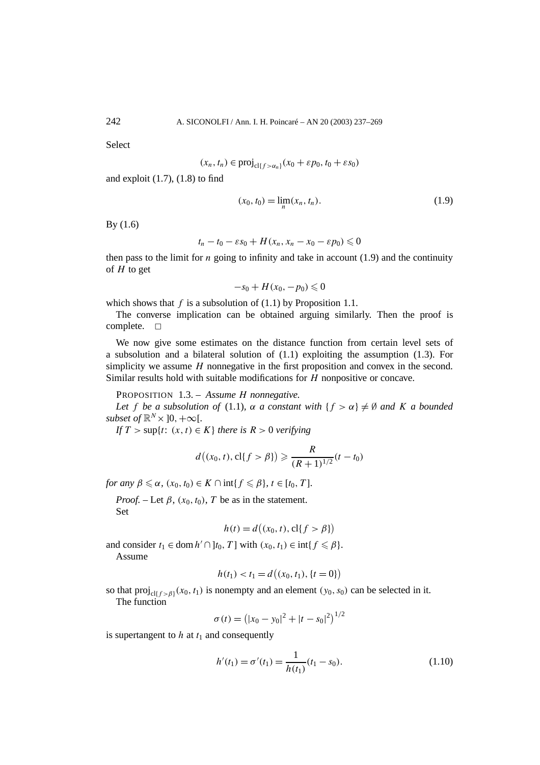Select

$$(x_n, t_n) \in \mathrm{proj}_{\mathrm{cl}\{f>\alpha_n\}}(x_0 + \varepsilon p_0, t_0 + \varepsilon s_0)$$

and exploit (1.7), (1.8) to find

$$(x_0, t_0) = \lim_n (x_n, t_n). \tag{1.9}$$

By (1.6)

$$t_n - t_0 - \varepsilon s_0 + H(x_n, x_n - x_0 - \varepsilon p_0) \leqslant 0$$

then pass to the limit for $n$ going to infinity and take in account (1.9) and the continuity of $H$ to get

$$-s_0 + H(x_0, -p_0) \leqslant 0$$

which shows that $f$ is a subsolution of (1.1) by Proposition 1.1.

The converse implication can be obtained arguing similarly. Then the proof is complete. □

We now give some estimates on the distance function from certain level sets of a subsolution and a bilateral solution of (1.1) exploiting the assumption (1.3). For simplicity we assume $H$ nonnegative in the first proposition and convex in the second. Similar results hold with suitable modifications for $H$ nonpositive or concave.

PROPOSITION 1.3. – *Assume $H$ nonnegative.*

*Let $f$ be a subsolution of* (1.1), *$\alpha$ a constant with $\{f > \alpha\} \neq \emptyset$ and $K$ a bounded subset of $\mathbb{R}^N \times ]0, +\infty[$.*

*If $T > \sup\{t\colon (x,t) \in K\}$ there is $R > 0$ verifying*

$$d\big((x_0, t), \mathrm{cl}\{f > \beta\}\big) \geqslant \frac{R}{(R+1)^{1/2}}(t - t_0)$$

*for any $\beta \leqslant \alpha$, $(x_0, t_0) \in K \cap \mathrm{int}\{f \leqslant \beta\}$, $t \in [t_0, T]$.*

*Proof.* – Let $\beta$, $(x_0, t_0)$, $T$ be as in the statement.

Set

$$h(t) = d\big((x_0, t), \mathrm{cl}\{f > \beta\}\big)$$

and consider $t_1 \in \mathrm{dom}\, h' \cap ]t_0, T]$ with $(x_0, t_1) \in \mathrm{int}\{f \leqslant \beta\}$.

Assume

$$h(t_1) < t_1 = d\big((x_0, t_1), \{t = 0\}\big)$$

so that $\mathrm{proj}_{\mathrm{cl}\{f>\beta\}}(x_0, t_1)$ is nonempty and an element $(y_0, s_0)$ can be selected in it.

The function

$$\sigma(t) = \big(|x_0 - y_0|^2 + |t - s_0|^2\big)^{1/2}$$

is supertangent to $h$ at $t_1$ and consequently

$$h'(t_1) = \sigma'(t_1) = \frac{1}{h(t_1)}(t_1 - s_0). \tag{1.10}$$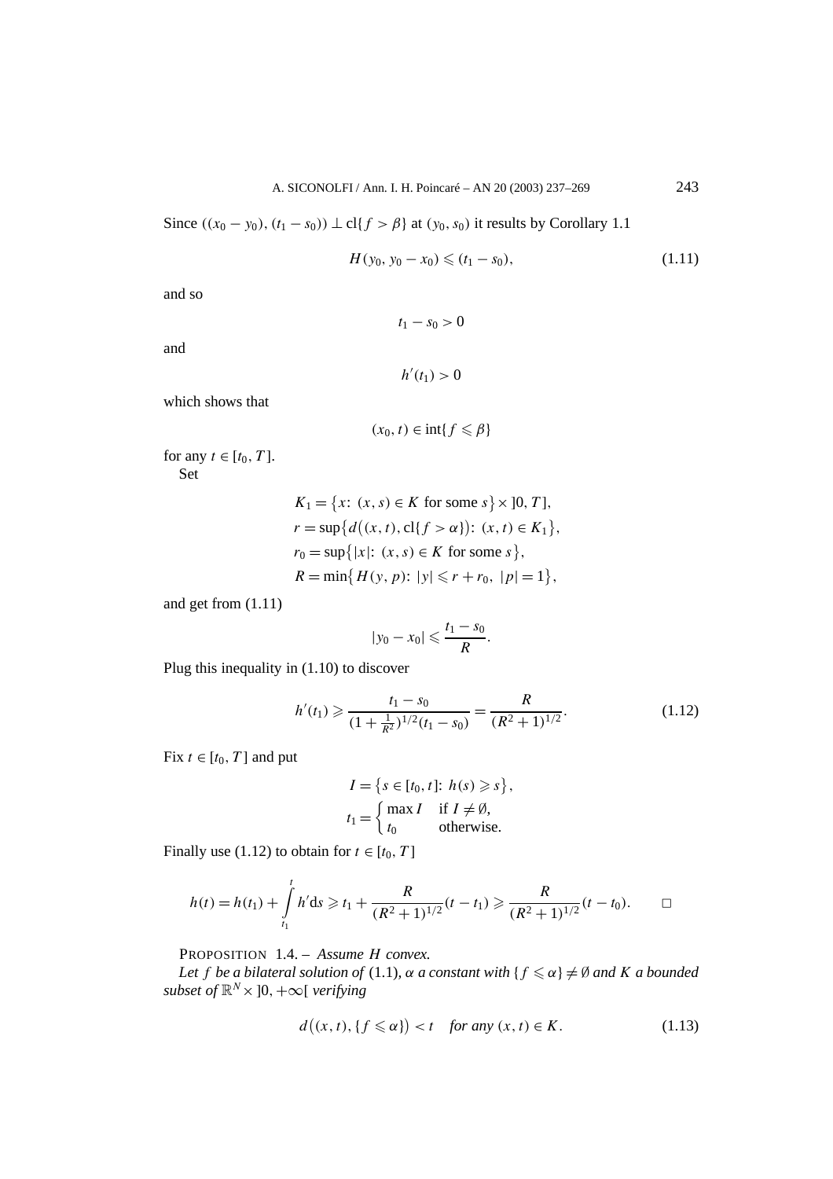Since $((x_0 - y_0), (t_1 - s_0)) \perp \mathrm{cl}\{f > \beta\}$ at $(y_0, s_0)$ it results by Corollary 1.1

$$H(y_0, y_0 - x_0) \leqslant (t_1 - s_0), \tag{1.11}$$

and so

$$t_1 - s_0 > 0$$

and

$$h'(t_1) > 0$$

which shows that

$$(x_0, t) \in \mathrm{int}\{f \leqslant \beta\}$$

for any $t \in [t_0, T]$.

Set

$$\begin{aligned}
K_1 &= \{x\colon (x, s) \in K \text{ for some } s\} \times ]0, T], \\
r &= \sup\{d((x, t), \mathrm{cl}\{f > \alpha\})\colon (x, t) \in K_1\}, \\
r_0 &= \sup\{|x|\colon (x, s) \in K \text{ for some } s\}, \\
R &= \min\{H(y, p)\colon |y| \leqslant r + r_0,\ |p| = 1\},
\end{aligned}$$

and get from (1.11)

$$|y_0 - x_0| \leqslant \frac{t_1 - s_0}{R}.$$

Plug this inequality in (1.10) to discover

$$h'(t_1) \geqslant \frac{t_1 - s_0}{(1 + \frac{1}{R^2})^{1/2}(t_1 - s_0)} = \frac{R}{(R^2 + 1)^{1/2}}. \tag{1.12}$$

Fix $t \in [t_0, T]$ and put

$$I = \{s \in [t_0, t]\colon h(s) \geqslant s\},$$
$$t_1 = \begin{cases} \max I & \text{if } I \neq \emptyset, \\ t_0 & \text{otherwise.} \end{cases}$$

Finally use (1.12) to obtain for $t \in [t_0, T]$

$$h(t) = h(t_1) + \int_{t_1}^{t} h' \mathrm{d}s \geqslant t_1 + \frac{R}{(R^2 + 1)^{1/2}}(t - t_1) \geqslant \frac{R}{(R^2 + 1)^{1/2}}(t - t_0). \qquad \square$$

PROPOSITION 1.4. – *Assume $H$ convex.*

*Let $f$ be a bilateral solution of* (1.1)*, $\alpha$ a constant with $\{f \leqslant \alpha\} \neq \emptyset$ and $K$ a bounded subset of $\mathbb{R}^N \times ]0, +\infty[$ verifying*

$$d((x, t), \{f \leqslant \alpha\}) < t \quad \textit{for any } (x, t) \in K. \tag{1.13}$$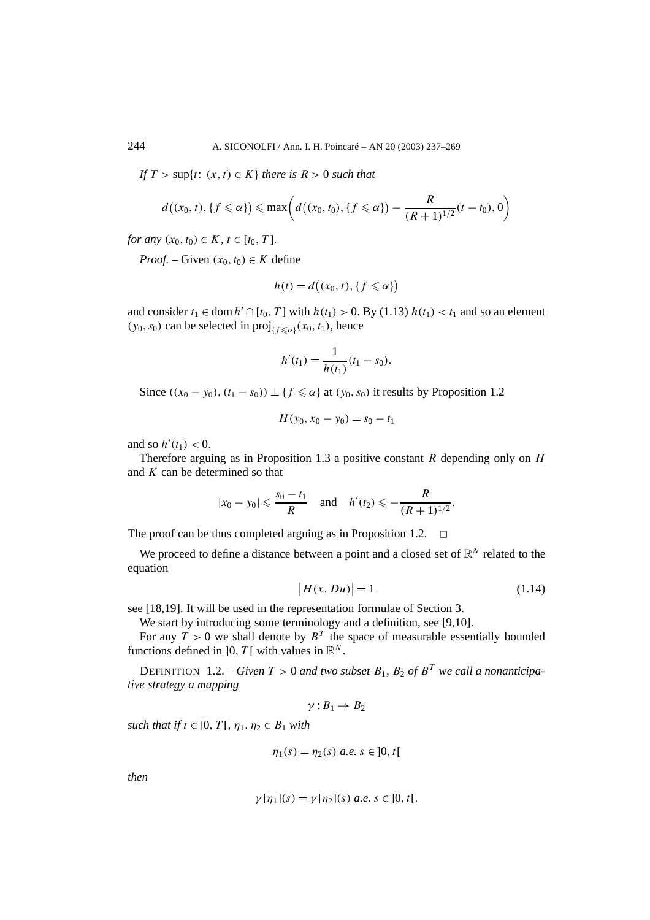*If $T > \sup\{t\colon (x,t) \in K\}$ there is $R > 0$ such that*

$$d\big((x_0,t),\{f \leqslant \alpha\}\big) \leqslant \max\left( d\big((x_0,t_0),\{f \leqslant \alpha\}\big) - \frac{R}{(R+1)^{1/2}}(t-t_0), 0\right)$$

*for any $(x_0,t_0) \in K$, $t \in [t_0,T]$.*

*Proof.* – Given $(x_0,t_0) \in K$ define

$$h(t) = d\big((x_0,t),\{f \leqslant \alpha\}\big)$$

and consider $t_1 \in \operatorname{dom} h' \cap [t_0,T]$ with $h(t_1) > 0$. By (1.13) $h(t_1) < t_1$ and so an element $(y_0,s_0)$ can be selected in $\operatorname{proj}_{\{f \leqslant \alpha\}}(x_0,t_1)$, hence

$$h'(t_1) = \frac{1}{h(t_1)}(t_1 - s_0).$$

Since $((x_0-y_0),(t_1-s_0)) \perp \{f \leqslant \alpha\}$ at $(y_0,s_0)$ it results by Proposition 1.2

$$H(y_0, x_0 - y_0) = s_0 - t_1$$

and so $h'(t_1) < 0$.

Therefore arguing as in Proposition 1.3 a positive constant $R$ depending only on $H$ and $K$ can be determined so that

$$|x_0 - y_0| \leqslant \frac{s_0 - t_1}{R} \quad \text{and} \quad h'(t_2) \leqslant -\frac{R}{(R+1)^{1/2}}.$$

The proof can be thus completed arguing as in Proposition 1.2. □

We proceed to define a distance between a point and a closed set of $\mathbb{R}^N$ related to the equation

$$\big|H(x,Du)\big| = 1 \tag{1.14}$$

see [18,19]. It will be used in the representation formulae of Section 3.

We start by introducing some terminology and a definition, see [9,10].

For any $T > 0$ we shall denote by $B^T$ the space of measurable essentially bounded functions defined in $]0,T[$ with values in $\mathbb{R}^N$.

DEFINITION 1.2. – *Given $T > 0$ and two subset $B_1$, $B_2$ of $B^T$ we call a nonanticipative strategy a mapping*

$$\gamma : B_1 \to B_2$$

*such that if $t \in ]0,T[$, $\eta_1, \eta_2 \in B_1$ with*

$$\eta_1(s) = \eta_2(s) \text{ a.e. } s \in ]0,t[$$

*then*

$$\gamma[\eta_1](s) = \gamma[\eta_2](s) \text{ a.e. } s \in ]0,t[.$$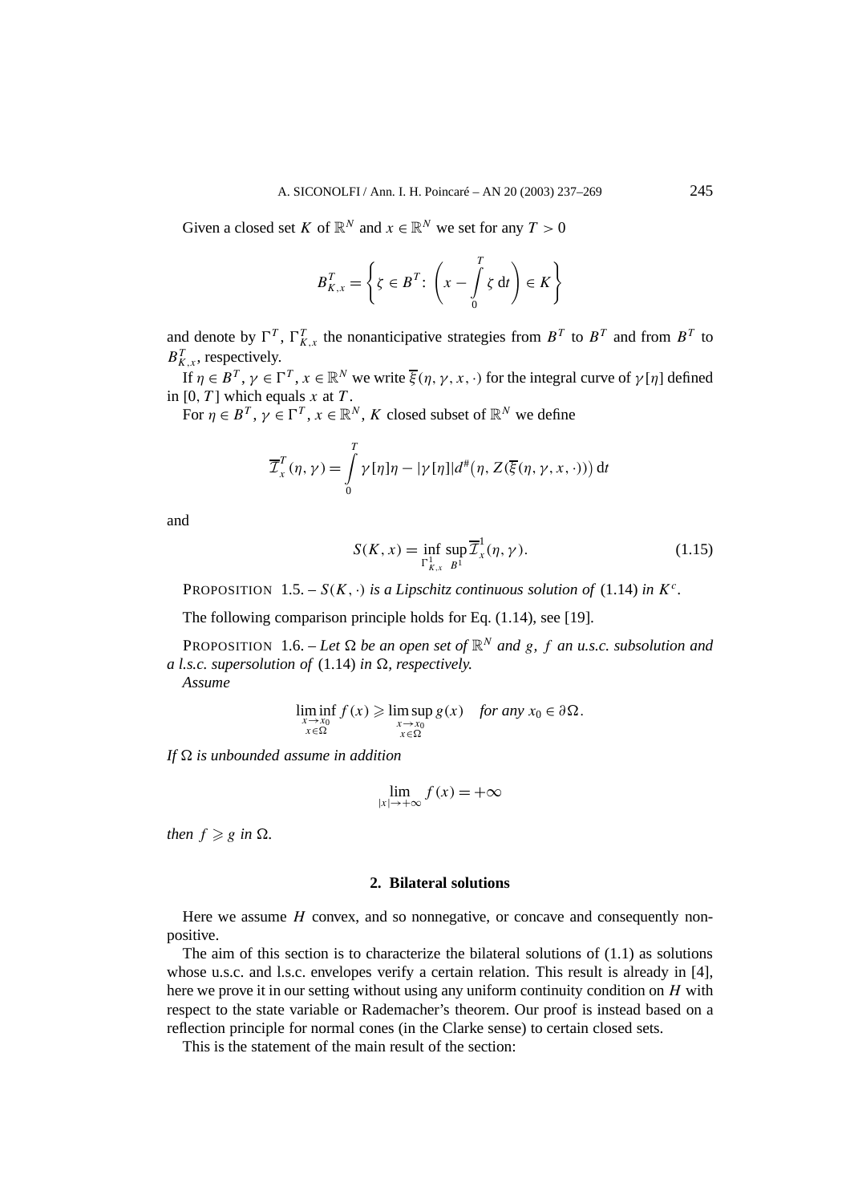Given a closed set $K$ of $\mathbb{R}^N$ and $x \in \mathbb{R}^N$ we set for any $T > 0$

$$B^T_{K,x} = \left\{ \zeta \in B^T \colon \left( x - \int_0^T \zeta \,\mathrm{d}t \right) \in K \right\}$$

and denote by $\Gamma^T$, $\Gamma^T_{K,x}$ the nonanticipative strategies from $B^T$ to $B^T$ and from $B^T$ to $B^T_{K,x}$, respectively.

If $\eta \in B^T$, $\gamma \in \Gamma^T$, $x \in \mathbb{R}^N$ we write $\overline{\xi}(\eta, \gamma, x, \cdot)$ for the integral curve of $\gamma[\eta]$ defined in $[0, T]$ which equals $x$ at $T$.

For $\eta \in B^T$, $\gamma \in \Gamma^T$, $x \in \mathbb{R}^N$, $K$ closed subset of $\mathbb{R}^N$ we define

$$\overline{\mathcal{I}}^T_x(\eta, \gamma) = \int_0^T \gamma[\eta]\eta - |\gamma[\eta]| d^{\#}\big(\eta, Z(\overline{\xi}(\eta, \gamma, x, \cdot))\big)\,\mathrm{d}t$$

and

$$S(K, x) = \inf_{\Gamma^1_{K,x}} \sup_{B^1} \overline{\mathcal{I}}^1_x(\eta, \gamma). \tag{1.15}$$

PROPOSITION 1.5. – *$S(K, \cdot)$ is a Lipschitz continuous solution of* (1.14) *in $K^c$.*

The following comparison principle holds for Eq. (1.14), see [19].

PROPOSITION 1.6. – *Let $\Omega$ be an open set of $\mathbb{R}^N$ and $g$, $f$ an u.s.c. subsolution and a l.s.c. supersolution of* (1.14) *in $\Omega$, respectively.*

*Assume*

$$\liminf_{\substack{x \to x_0 \\ x \in \Omega}} f(x) \geqslant \limsup_{\substack{x \to x_0 \\ x \in \Omega}} g(x) \quad \textit{for any } x_0 \in \partial\Omega.$$

*If $\Omega$ is unbounded assume in addition*

$$\lim_{|x| \to +\infty} f(x) = +\infty$$

*then $f \geqslant g$ in $\Omega$.*

## 2. Bilateral solutions

Here we assume $H$ convex, and so nonnegative, or concave and consequently nonpositive.

The aim of this section is to characterize the bilateral solutions of (1.1) as solutions whose u.s.c. and l.s.c. envelopes verify a certain relation. This result is already in [4], here we prove it in our setting without using any uniform continuity condition on $H$ with respect to the state variable or Rademacher's theorem. Our proof is instead based on a reflection principle for normal cones (in the Clarke sense) to certain closed sets.

This is the statement of the main result of the section: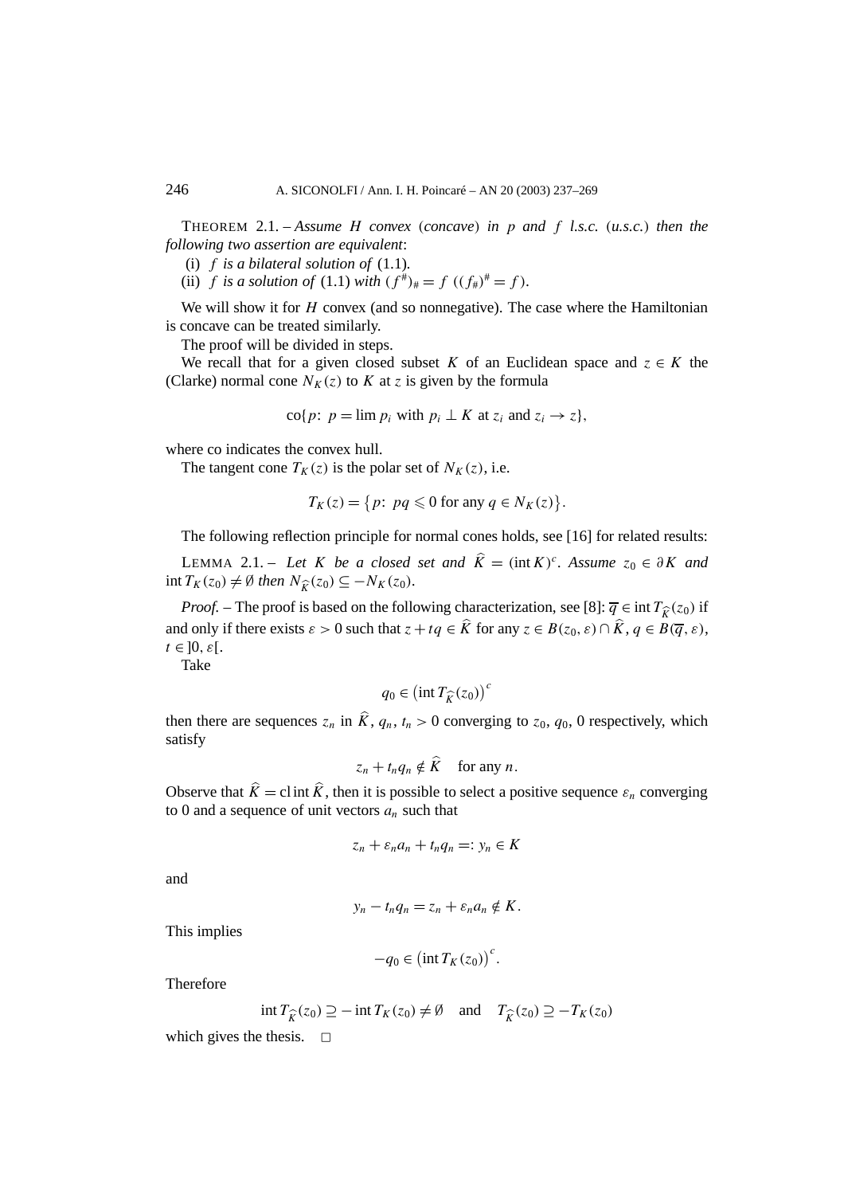THEOREM 2.1. – *Assume $H$ convex* (*concave*) *in $p$ and $f$ l.s.c.* (*u.s.c.*) *then the following two assertion are equivalent*:

(i) *$f$ is a bilateral solution of* (1.1).

(ii) *$f$ is a solution of* (1.1) *with $(f^{\#})_{\#} = f$ $((f_{\#})^{\#} = f)$.*

We will show it for $H$ convex (and so nonnegative). The case where the Hamiltonian is concave can be treated similarly.

The proof will be divided in steps.

We recall that for a given closed subset $K$ of an Euclidean space and $z \in K$ the (Clarke) normal cone $N_K(z)$ to $K$ at $z$ is given by the formula

$$\text{co}\{p\colon\ p = \lim p_i \text{ with } p_i \perp K \text{ at } z_i \text{ and } z_i \to z\},$$

where co indicates the convex hull.

The tangent cone $T_K(z)$ is the polar set of $N_K(z)$, i.e.

$$T_K(z) = \{p\colon\ pq \leqslant 0 \text{ for any } q \in N_K(z)\}.$$

The following reflection principle for normal cones holds, see [16] for related results:

LEMMA 2.1. – *Let $K$ be a closed set and $\widehat{K} = (\text{int}\, K)^c$. Assume $z_0 \in \partial K$ and $\text{int}\, T_K(z_0) \neq \emptyset$ then $N_{\widehat{K}}(z_0) \subseteq -N_K(z_0)$.*

*Proof.* – The proof is based on the following characterization, see [8]: $\overline{q} \in \text{int}\, T_{\widehat{K}}(z_0)$ if and only if there exists $\varepsilon > 0$ such that $z + tq \in \widehat{K}$ for any $z \in B(z_0, \varepsilon) \cap \widehat{K}$, $q \in B(\overline{q}, \varepsilon)$, $t \in ]0, \varepsilon[$.

Take

$$q_0 \in \left(\text{int}\, T_{\widehat{K}}(z_0)\right)^c$$

then there are sequences $z_n$ in $\widehat{K}$, $q_n$, $t_n > 0$ converging to $z_0$, $q_0$, $0$ respectively, which satisfy

$$z_n + t_n q_n \notin \widehat{K} \quad \text{for any } n.$$

Observe that $\widehat{K} = \text{cl}\,\text{int}\,\widehat{K}$, then it is possible to select a positive sequence $\varepsilon_n$ converging to 0 and a sequence of unit vectors $a_n$ such that

$$z_n + \varepsilon_n a_n + t_n q_n =: y_n \in K$$

and

$$y_n - t_n q_n = z_n + \varepsilon_n a_n \notin K.$$

This implies

$$-q_0 \in \left(\text{int}\, T_K(z_0)\right)^c.$$

Therefore

$$\text{int}\, T_{\widehat{K}}(z_0) \supseteq -\text{int}\, T_K(z_0) \neq \emptyset \quad \text{and} \quad T_{\widehat{K}}(z_0) \supseteq -T_K(z_0)$$

which gives the thesis. $\square$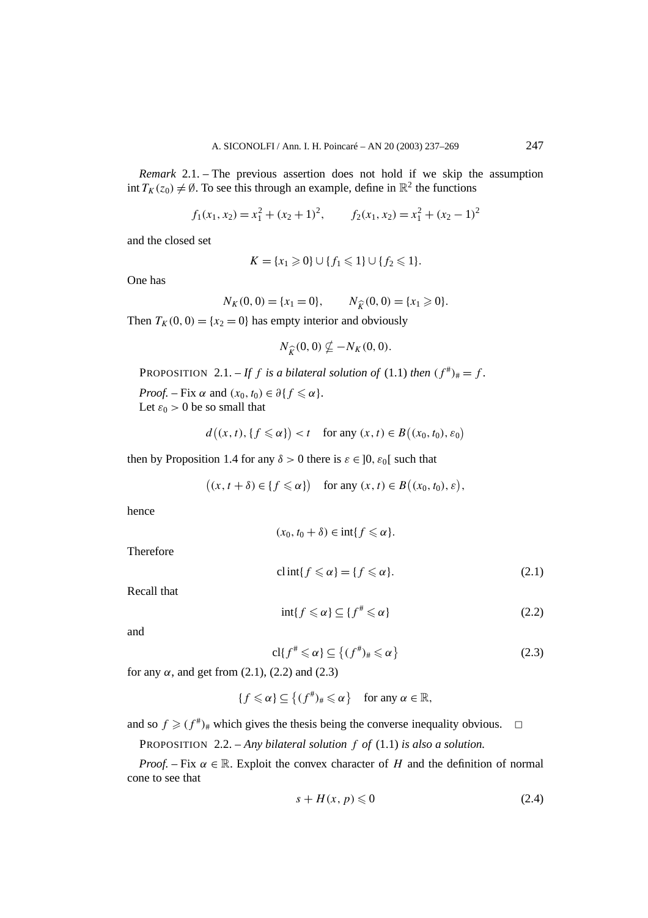*Remark* 2.1. – The previous assertion does not hold if we skip the assumption $\operatorname{int} T_K(z_0) \neq \emptyset$. To see this through an example, define in $\mathbb{R}^2$ the functions

$$f_1(x_1, x_2) = x_1^2 + (x_2 + 1)^2, \qquad f_2(x_1, x_2) = x_1^2 + (x_2 - 1)^2$$

and the closed set

$$K = \{x_1 \geqslant 0\} \cup \{f_1 \leqslant 1\} \cup \{f_2 \leqslant 1\}.$$

One has

$$N_K(0,0) = \{x_1 = 0\}, \qquad N_{\widehat{K}}(0,0) = \{x_1 \geqslant 0\}.$$

Then $T_K(0,0) = \{x_2 = 0\}$ has empty interior and obviously

$$N_{\widehat{K}}(0,0) \nsubseteq -N_K(0,0).$$

PROPOSITION 2.1. – *If $f$ is a bilateral solution of* (1.1) *then* $(f^{\#})_{\#} = f$.

*Proof.* – Fix $\alpha$ and $(x_0, t_0) \in \partial\{f \leqslant \alpha\}$.
Let $\varepsilon_0 > 0$ be so small that

$$d\big((x,t), \{f \leqslant \alpha\}\big) < t \quad \text{for any } (x,t) \in B\big((x_0,t_0), \varepsilon_0\big)$$

then by Proposition 1.4 for any $\delta > 0$ there is $\varepsilon \in ]0, \varepsilon_0[$ such that

$$\big((x, t+\delta) \in \{f \leqslant \alpha\}\big) \quad \text{for any } (x,t) \in B\big((x_0,t_0), \varepsilon\big),$$

hence

$$(x_0, t_0 + \delta) \in \operatorname{int}\{f \leqslant \alpha\}.$$

Therefore

$$\operatorname{cl}\operatorname{int}\{f \leqslant \alpha\} = \{f \leqslant \alpha\}. \tag{2.1}$$

Recall that

$$\operatorname{int}\{f \leqslant \alpha\} \subseteq \{f^{\#} \leqslant \alpha\} \tag{2.2}$$

and

$$\operatorname{cl}\{f^{\#} \leqslant \alpha\} \subseteq \big\{(f^{\#})_{\#} \leqslant \alpha\big\} \tag{2.3}$$

for any $\alpha$, and get from (2.1), (2.2) and (2.3)

$$\{f \leqslant \alpha\} \subseteq \big\{(f^{\#})_{\#} \leqslant \alpha\big\} \quad \text{for any } \alpha \in \mathbb{R},$$

and so $f \geqslant (f^{\#})_{\#}$ which gives the thesis being the converse inequality obvious. $\square$

PROPOSITION 2.2. – *Any bilateral solution $f$ of* (1.1) *is also a solution.*

*Proof.* – Fix $\alpha \in \mathbb{R}$. Exploit the convex character of $H$ and the definition of normal cone to see that

$$s + H(x,p) \leqslant 0 \tag{2.4}$$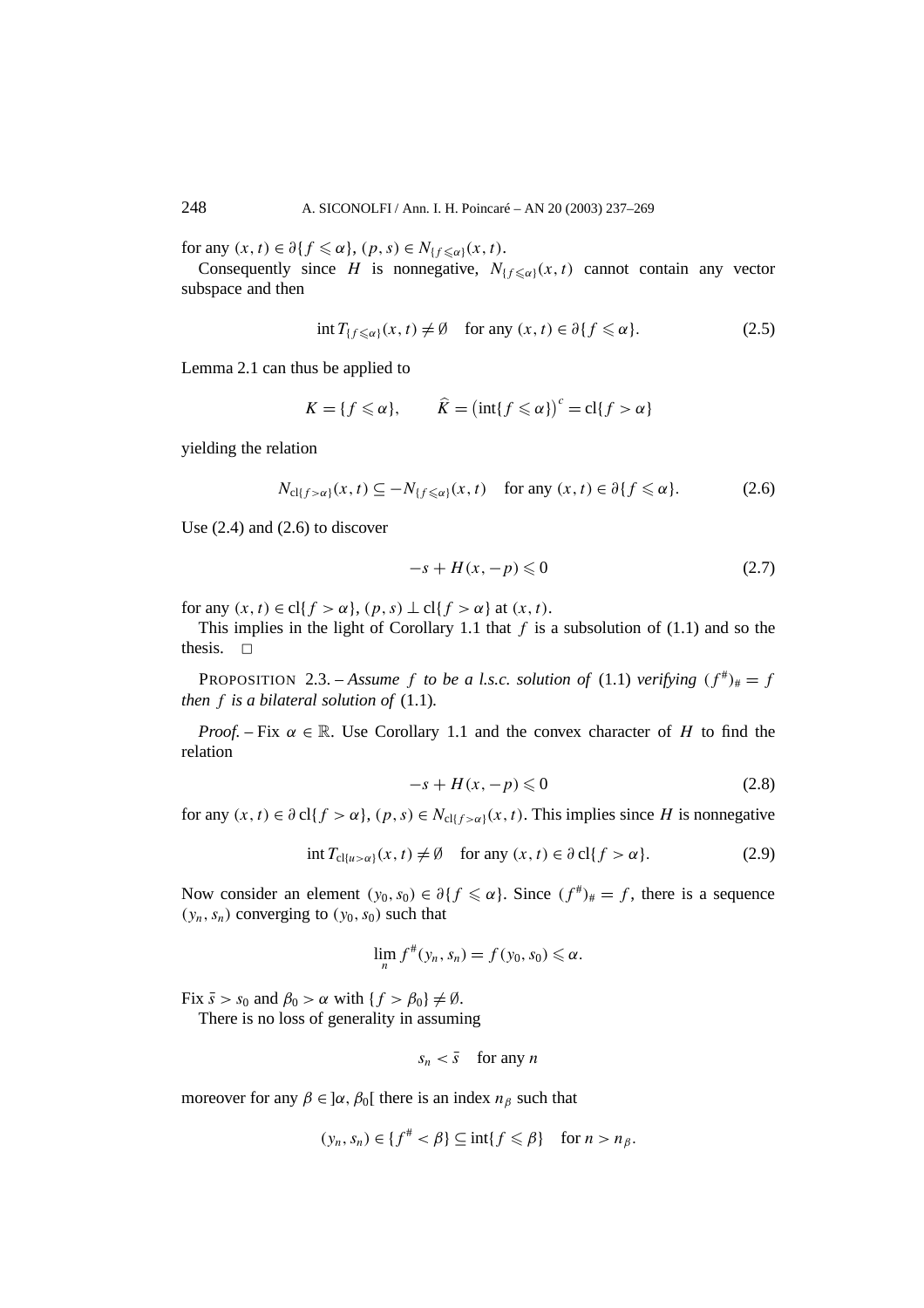for any $(x,t) \in \partial\{f \leqslant \alpha\}$, $(p,s) \in N_{\{f\leqslant\alpha\}}(x,t)$.

Consequently since $H$ is nonnegative, $N_{\{f\leqslant\alpha\}}(x,t)$ cannot contain any vector subspace and then

$$\operatorname{int} T_{\{f\leqslant\alpha\}}(x,t) \neq \emptyset \quad \text{for any } (x,t) \in \partial\{f \leqslant \alpha\}. \tag{2.5}$$

Lemma 2.1 can thus be applied to

$$K = \{f \leqslant \alpha\}, \qquad \widehat{K} = \left(\operatorname{int}\{f \leqslant \alpha\}\right)^c = \operatorname{cl}\{f > \alpha\}$$

yielding the relation

$$N_{\operatorname{cl}\{f>\alpha\}}(x,t) \subseteq -N_{\{f\leqslant\alpha\}}(x,t) \quad \text{for any } (x,t) \in \partial\{f \leqslant \alpha\}. \tag{2.6}$$

Use (2.4) and (2.6) to discover

$$-s + H(x,-p) \leqslant 0 \tag{2.7}$$

for any $(x,t) \in \operatorname{cl}\{f > \alpha\}$, $(p,s) \perp \operatorname{cl}\{f > \alpha\}$ at $(x,t)$.

This implies in the light of Corollary 1.1 that $f$ is a subsolution of (1.1) and so the thesis. □

PROPOSITION 2.3. – *Assume $f$ to be a l.s.c. solution of* (1.1) *verifying $(f^{\#})_{\#} = f$ then $f$ is a bilateral solution of* (1.1).

*Proof.* – Fix $\alpha \in \mathbb{R}$. Use Corollary 1.1 and the convex character of $H$ to find the relation

$$-s + H(x,-p) \leqslant 0 \tag{2.8}$$

for any $(x,t) \in \partial \operatorname{cl}\{f > \alpha\}$, $(p,s) \in N_{\operatorname{cl}\{f>\alpha\}}(x,t)$. This implies since $H$ is nonnegative

$$\operatorname{int} T_{\operatorname{cl}\{u>\alpha\}}(x,t) \neq \emptyset \quad \text{for any } (x,t) \in \partial \operatorname{cl}\{f > \alpha\}. \tag{2.9}$$

Now consider an element $(y_0,s_0) \in \partial\{f \leqslant \alpha\}$. Since $(f^{\#})_{\#} = f$, there is a sequence $(y_n,s_n)$ converging to $(y_0,s_0)$ such that

$$\lim_n f^{\#}(y_n,s_n) = f(y_0,s_0) \leqslant \alpha.$$

Fix $\bar{s} > s_0$ and $\beta_0 > \alpha$ with $\{f > \beta_0\} \neq \emptyset$.

There is no loss of generality in assuming

$$s_n < \bar{s} \quad \text{for any } n$$

moreover for any $\beta \in ]\alpha, \beta_0[$ there is an index $n_\beta$ such that

$$(y_n,s_n) \in \{f^{\#} < \beta\} \subseteq \operatorname{int}\{f \leqslant \beta\} \quad \text{for } n > n_\beta.$$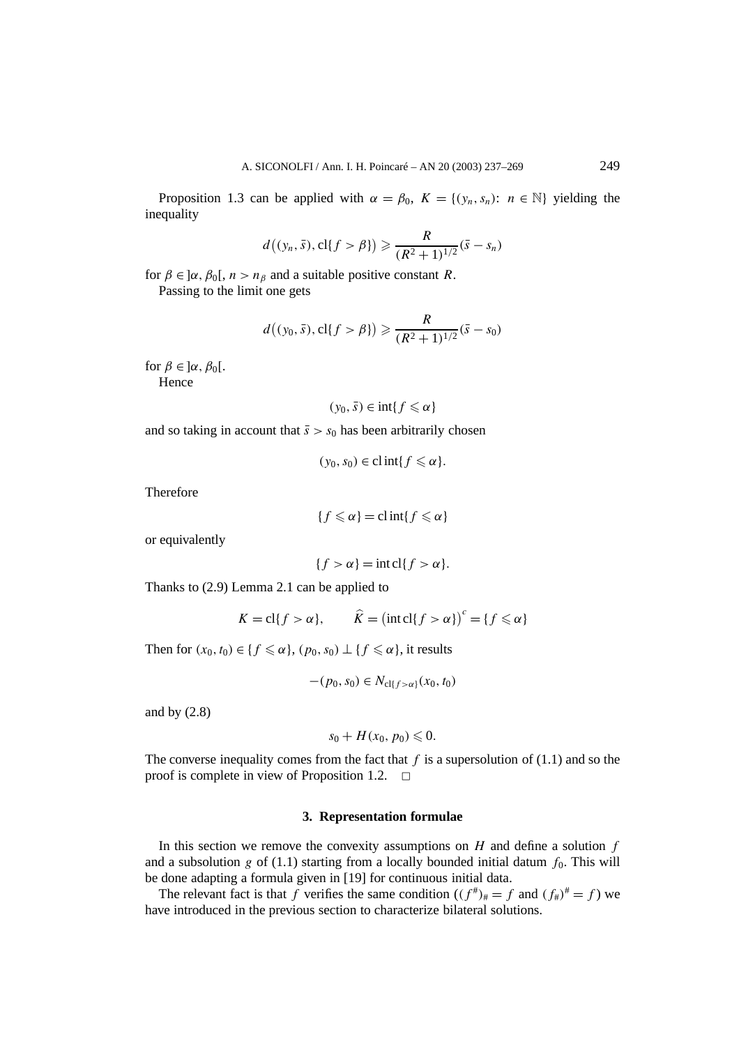Proposition 1.3 can be applied with $\alpha = \beta_0$, $K = \{(y_n, s_n): n \in \mathbb{N}\}$ yielding the inequality

$$d\big((y_n, \bar{s}), \mathrm{cl}\{f > \beta\}\big) \geqslant \frac{R}{(R^2+1)^{1/2}}(\bar{s} - s_n)$$

for $\beta \in ]\alpha, \beta_0[$, $n > n_\beta$ and a suitable positive constant $R$.

Passing to the limit one gets

$$d\big((y_0, \bar{s}), \mathrm{cl}\{f > \beta\}\big) \geqslant \frac{R}{(R^2+1)^{1/2}}(\bar{s} - s_0)$$

for $\beta \in ]\alpha, \beta_0[$.

Hence

$$(y_0, \bar{s}) \in \mathrm{int}\{f \leqslant \alpha\}$$

and so taking in account that $\bar{s} > s_0$ has been arbitrarily chosen

$$(y_0, s_0) \in \mathrm{cl}\,\mathrm{int}\{f \leqslant \alpha\}.$$

Therefore

$$\{f \leqslant \alpha\} = \mathrm{cl}\,\mathrm{int}\{f \leqslant \alpha\}$$

or equivalently

$$\{f > \alpha\} = \mathrm{int}\,\mathrm{cl}\{f > \alpha\}.$$

Thanks to (2.9) Lemma 2.1 can be applied to

$$K = \mathrm{cl}\{f > \alpha\}, \qquad \widehat{K} = \big(\mathrm{int}\,\mathrm{cl}\{f > \alpha\}\big)^c = \{f \leqslant \alpha\}$$

Then for $(x_0, t_0) \in \{f \leqslant \alpha\}$, $(p_0, s_0) \perp \{f \leqslant \alpha\}$, it results

$$-(p_0, s_0) \in N_{\mathrm{cl}\{f > \alpha\}}(x_0, t_0)$$

and by (2.8)

$$s_0 + H(x_0, p_0) \leqslant 0.$$

The converse inequality comes from the fact that $f$ is a supersolution of (1.1) and so the proof is complete in view of Proposition 1.2. □

### 3. Representation formulae

In this section we remove the convexity assumptions on $H$ and define a solution $f$ and a subsolution $g$ of (1.1) starting from a locally bounded initial datum $f_0$. This will be done adapting a formula given in [19] for continuous initial data.

The relevant fact is that $f$ verifies the same condition ($(f^\#)_\# = f$ and $(f_\#)^\# = f$) we have introduced in the previous section to characterize bilateral solutions.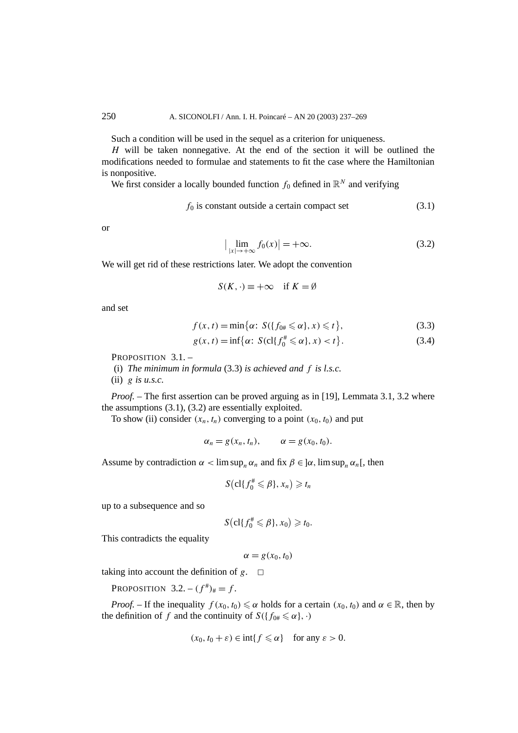Such a condition will be used in the sequel as a criterion for uniqueness.

$H$ will be taken nonnegative. At the end of the section it will be outlined the modifications needed to formulae and statements to fit the case where the Hamiltonian is nonpositive.

We first consider a locally bounded function $f_0$ defined in $\mathbb{R}^N$ and verifying

$$f_0 \text{ is constant outside a certain compact set} \tag{3.1}$$

or

$$\Big|\lim_{|x|\to+\infty} f_0(x)\Big| = +\infty. \tag{3.2}$$

We will get rid of these restrictions later. We adopt the convention

$$S(K,\cdot) \equiv +\infty \quad \text{if } K = \emptyset$$

and set

$$f(x,t) = \min\{\alpha\colon\ S(\{f_{0\#} \leqslant \alpha\}, x) \leqslant t\}, \tag{3.3}$$

$$g(x,t) = \inf\{\alpha\colon\ S(\mathrm{cl}\{f_0^{\#} \leqslant \alpha\}, x) < t\}. \tag{3.4}$$

PROPOSITION 3.1. –

(i) *The minimum in formula* (3.3) *is achieved and* $f$ *is l.s.c.*

(ii) $g$ *is u.s.c.*

*Proof.* – The first assertion can be proved arguing as in [19], Lemmata 3.1, 3.2 where the assumptions (3.1), (3.2) are essentially exploited.

To show (ii) consider $(x_n, t_n)$ converging to a point $(x_0, t_0)$ and put

$$\alpha_n = g(x_n, t_n), \qquad \alpha = g(x_0, t_0).$$

Assume by contradiction $\alpha < \limsup_n \alpha_n$ and fix $\beta \in ]\alpha, \limsup_n \alpha_n[$, then

$$S\big(\mathrm{cl}\{f_0^{\#} \leqslant \beta\}, x_n\big) \geqslant t_n$$

up to a subsequence and so

$$S\big(\mathrm{cl}\{f_0^{\#} \leqslant \beta\}, x_0\big) \geqslant t_0.$$

This contradicts the equality

$$\alpha = g(x_0, t_0)$$

taking into account the definition of $g$. $\square$

PROPOSITION 3.2. – $(f^{\#})_{\#} = f$.

*Proof.* – If the inequality $f(x_0, t_0) \leqslant \alpha$ holds for a certain $(x_0, t_0)$ and $\alpha \in \mathbb{R}$, then by the definition of $f$ and the continuity of $S(\{f_{0\#} \leqslant \alpha\}, \cdot)$

$$(x_0, t_0 + \varepsilon) \in \mathrm{int}\{f \leqslant \alpha\} \quad \text{for any } \varepsilon > 0.$$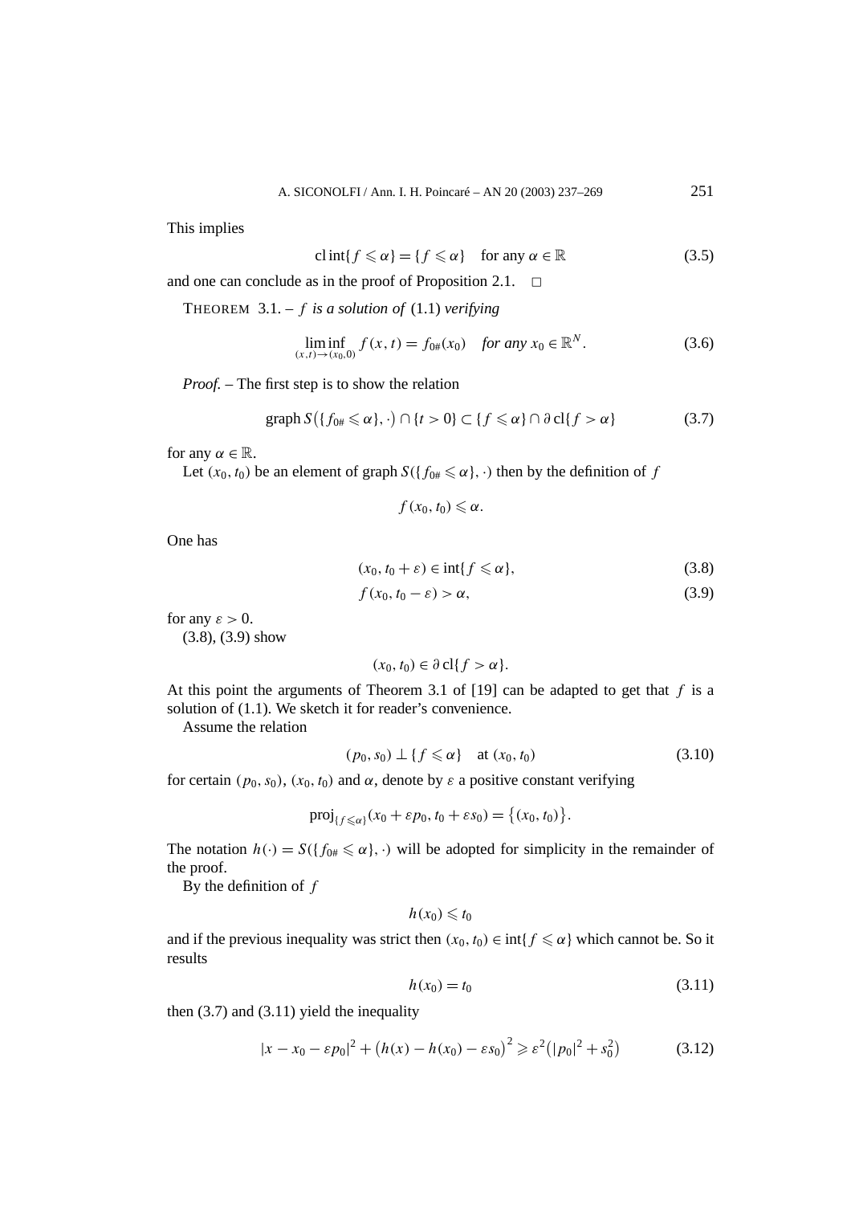This implies

$$\operatorname{cl}\operatorname{int}\{f \leqslant \alpha\} = \{f \leqslant \alpha\} \quad \text{for any } \alpha \in \mathbb{R} \tag{3.5}$$

and one can conclude as in the proof of Proposition 2.1. □

THEOREM 3.1. – *$f$ is a solution of* (1.1) *verifying*

$$\liminf_{(x,t)\to(x_0,0)} f(x,t) = f_{0\#}(x_0) \quad \textit{for any } x_0 \in \mathbb{R}^N. \tag{3.6}$$

*Proof.* – The first step is to show the relation

$$\operatorname{graph} S\big(\{f_{0\#} \leqslant \alpha\}, \cdot\big) \cap \{t > 0\} \subset \{f \leqslant \alpha\} \cap \partial \operatorname{cl}\{f > \alpha\} \tag{3.7}$$

for any $\alpha \in \mathbb{R}$.

Let $(x_0, t_0)$ be an element of graph $S(\{f_{0\#} \leqslant \alpha\}, \cdot)$ then by the definition of $f$

$$f(x_0, t_0) \leqslant \alpha.$$

One has

$$(x_0, t_0 + \varepsilon) \in \operatorname{int}\{f \leqslant \alpha\}, \tag{3.8}$$

$$f(x_0, t_0 - \varepsilon) > \alpha, \tag{3.9}$$

for any $\varepsilon > 0$.

(3.8), (3.9) show

$$(x_0, t_0) \in \partial \operatorname{cl}\{f > \alpha\}.$$

At this point the arguments of Theorem 3.1 of [19] can be adapted to get that $f$ is a solution of (1.1). We sketch it for reader's convenience.

Assume the relation

$$(p_0, s_0) \perp \{f \leqslant \alpha\} \quad \text{at } (x_0, t_0) \tag{3.10}$$

for certain $(p_0, s_0)$, $(x_0, t_0)$ and $\alpha$, denote by $\varepsilon$ a positive constant verifying

$$\operatorname{proj}_{\{f \leqslant \alpha\}}(x_0 + \varepsilon p_0, t_0 + \varepsilon s_0) = \big\{(x_0, t_0)\big\}.$$

The notation $h(\cdot) = S(\{f_{0\#} \leqslant \alpha\}, \cdot)$ will be adopted for simplicity in the remainder of the proof.

By the definition of $f$

$$h(x_0) \leqslant t_0$$

and if the previous inequality was strict then $(x_0, t_0) \in \operatorname{int}\{f \leqslant \alpha\}$ which cannot be. So it results

$$h(x_0) = t_0 \tag{3.11}$$

then (3.7) and (3.11) yield the inequality

$$|x - x_0 - \varepsilon p_0|^2 + \big(h(x) - h(x_0) - \varepsilon s_0\big)^2 \geqslant \varepsilon^2\big(|p_0|^2 + s_0^2\big) \tag{3.12}$$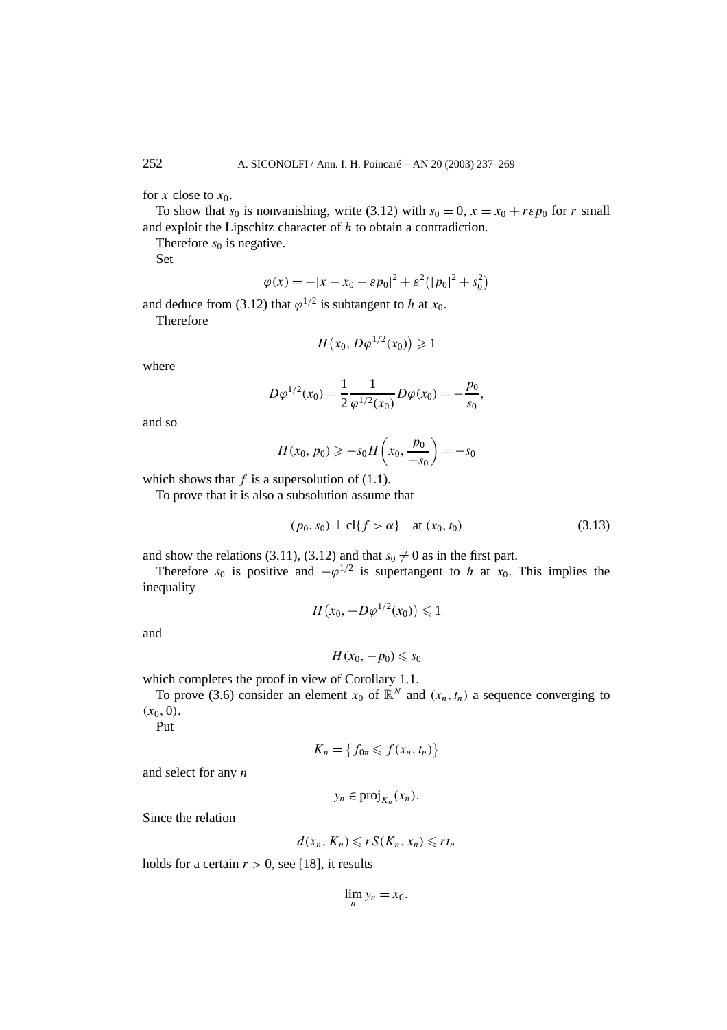for $x$ close to $x_0$.

To show that $s_0$ is nonvanishing, write (3.12) with $s_0 = 0$, $x = x_0 + r\varepsilon p_0$ for $r$ small and exploit the Lipschitz character of $h$ to obtain a contradiction.

Therefore $s_0$ is negative.

Set

$$\varphi(x) = -|x - x_0 - \varepsilon p_0|^2 + \varepsilon^2\big(|p_0|^2 + s_0^2\big)$$

and deduce from (3.12) that $\varphi^{1/2}$ is subtangent to $h$ at $x_0$.

Therefore

$$H\big(x_0, D\varphi^{1/2}(x_0)\big) \geqslant 1$$

where

$$D\varphi^{1/2}(x_0) = \frac{1}{2}\frac{1}{\varphi^{1/2}(x_0)} D\varphi(x_0) = -\frac{p_0}{s_0},$$

and so

$$H(x_0, p_0) \geqslant -s_0 H\left(x_0, \frac{p_0}{-s_0}\right) = -s_0$$

which shows that $f$ is a supersolution of (1.1).

To prove that it is also a subsolution assume that

$$(p_0, s_0) \perp \mathrm{cl}\{f > \alpha\} \quad \text{at } (x_0, t_0) \tag{3.13}$$

and show the relations (3.11), (3.12) and that $s_0 \neq 0$ as in the first part.

Therefore $s_0$ is positive and $-\varphi^{1/2}$ is supertangent to $h$ at $x_0$. This implies the inequality

$$H\big(x_0, -D\varphi^{1/2}(x_0)\big) \leqslant 1$$

and

$$H(x_0, -p_0) \leqslant s_0$$

which completes the proof in view of Corollary 1.1.

To prove (3.6) consider an element $x_0$ of $\mathbb{R}^N$ and $(x_n, t_n)$ a sequence converging to $(x_0, 0)$.

Put

$$K_n = \big\{f_{0\#} \leqslant f(x_n, t_n)\big\}$$

and select for any $n$

$$y_n \in \mathrm{proj}_{K_n}(x_n).$$

Since the relation

$$d(x_n, K_n) \leqslant r S(K_n, x_n) \leqslant r t_n$$

holds for a certain $r > 0$, see [18], it results

$$\lim_n y_n = x_0.$$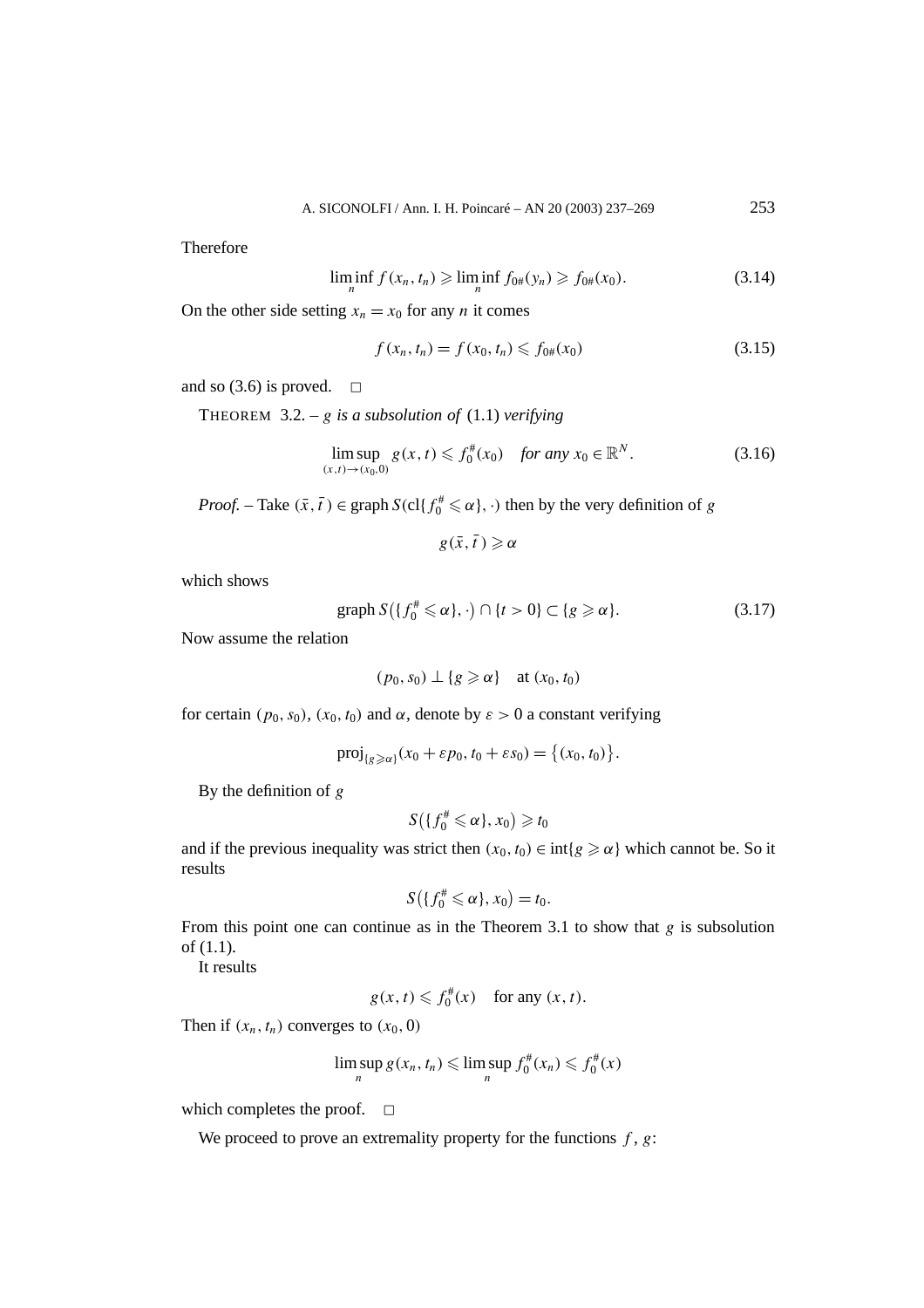Therefore

$$\liminf_n f(x_n, t_n) \geqslant \liminf_n f_{0\#}(y_n) \geqslant f_{0\#}(x_0). \tag{3.14}$$

On the other side setting $x_n = x_0$ for any $n$ it comes

$$f(x_n, t_n) = f(x_0, t_n) \leqslant f_{0\#}(x_0) \tag{3.15}$$

and so (3.6) is proved. □

THEOREM 3.2. – *$g$ is a subsolution of* (1.1) *verifying*

$$\limsup_{(x,t)\to(x_0,0)} g(x,t) \leqslant f_0^{\#}(x_0) \quad \textit{for any } x_0 \in \mathbb{R}^N. \tag{3.16}$$

*Proof.* – Take $(\bar{x}, \bar{t}) \in \operatorname{graph} S(\operatorname{cl}\{f_0^{\#} \leqslant \alpha\}, \cdot)$ then by the very definition of $g$

$$g(\bar{x}, \bar{t}) \geqslant \alpha$$

which shows

$$\operatorname{graph} S\big(\{f_0^{\#} \leqslant \alpha\}, \cdot\big) \cap \{t > 0\} \subset \{g \geqslant \alpha\}. \tag{3.17}$$

Now assume the relation

$$(p_0, s_0) \perp \{g \geqslant \alpha\} \quad \text{at } (x_0, t_0)$$

for certain $(p_0, s_0)$, $(x_0, t_0)$ and $\alpha$, denote by $\varepsilon > 0$ a constant verifying

$$\operatorname{proj}_{\{g \geqslant \alpha\}}(x_0 + \varepsilon p_0, t_0 + \varepsilon s_0) = \big\{(x_0, t_0)\big\}.$$

By the definition of $g$

$$S\big(\{f_0^{\#} \leqslant \alpha\}, x_0\big) \geqslant t_0$$

and if the previous inequality was strict then $(x_0, t_0) \in \operatorname{int}\{g \geqslant \alpha\}$ which cannot be. So it results

$$S\big(\{f_0^{\#} \leqslant \alpha\}, x_0\big) = t_0.$$

From this point one can continue as in the Theorem 3.1 to show that $g$ is subsolution of (1.1).

It results

$$g(x,t) \leqslant f_0^{\#}(x) \quad \text{for any } (x,t).$$

Then if $(x_n, t_n)$ converges to $(x_0, 0)$

$$\limsup_n g(x_n, t_n) \leqslant \limsup_n f_0^{\#}(x_n) \leqslant f_0^{\#}(x)$$

which completes the proof. □

We proceed to prove an extremality property for the functions $f$, $g$: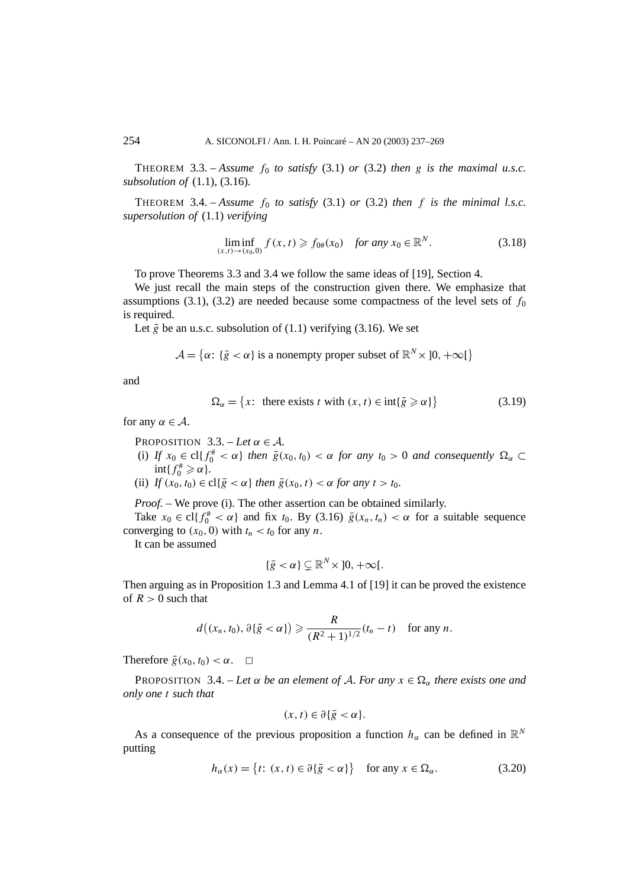THEOREM 3.3. – *Assume $f_0$ to satisfy* (3.1) *or* (3.2) *then $g$ is the maximal u.s.c. subsolution of* (1.1), (3.16).

THEOREM 3.4. – *Assume $f_0$ to satisfy* (3.1) *or* (3.2) *then $f$ is the minimal l.s.c. supersolution of* (1.1) *verifying*

$$\liminf_{(x,t)\to(x_0,0)} f(x,t) \geqslant f_{0\#}(x_0) \quad \textit{for any } x_0 \in \mathbb{R}^N. \tag{3.18}$$

To prove Theorems 3.3 and 3.4 we follow the same ideas of [19], Section 4.

We just recall the main steps of the construction given there. We emphasize that assumptions (3.1), (3.2) are needed because some compactness of the level sets of $f_0$ is required.

Let $\bar{g}$ be an u.s.c. subsolution of (1.1) verifying (3.16). We set

$$\mathcal{A} = \{\alpha \colon \{\bar{g} < \alpha\} \text{ is a nonempty proper subset of } \mathbb{R}^N \times ]0, +\infty[\}$$

and

$$\Omega_\alpha = \{x \colon \text{ there exists } t \text{ with } (x,t) \in \operatorname{int}\{\bar{g} \geqslant \alpha\}\} \tag{3.19}$$

for any $\alpha \in \mathcal{A}$.

PROPOSITION 3.3. – *Let $\alpha \in \mathcal{A}$.*

(i) *If $x_0 \in \operatorname{cl}\{f_0^\# < \alpha\}$ then $\bar{g}(x_0, t_0) < \alpha$ for any $t_0 > 0$ and consequently $\Omega_\alpha \subset \operatorname{int}\{f_0^\# \geqslant \alpha\}$.*

(ii) *If $(x_0, t_0) \in \operatorname{cl}\{\bar{g} < \alpha\}$ then $\bar{g}(x_0, t) < \alpha$ for any $t > t_0$.*

*Proof.* – We prove (i). The other assertion can be obtained similarly.

Take $x_0 \in \operatorname{cl}\{f_0^\# < \alpha\}$ and fix $t_0$. By (3.16) $\bar{g}(x_n, t_n) < \alpha$ for a suitable sequence converging to $(x_0, 0)$ with $t_n < t_0$ for any $n$.

It can be assumed

$$\{\bar{g} < \alpha\} \subsetneq \mathbb{R}^N \times ]0, +\infty[.$$

Then arguing as in Proposition 1.3 and Lemma 4.1 of [19] it can be proved the existence of $R > 0$ such that

$$d\big((x_n, t_0), \partial\{\bar{g} < \alpha\}\big) \geqslant \frac{R}{(R^2+1)^{1/2}}(t_n - t) \quad \text{for any } n.$$

Therefore $\bar{g}(x_0, t_0) < \alpha$. $\square$

PROPOSITION 3.4. – *Let $\alpha$ be an element of $\mathcal{A}$. For any $x \in \Omega_\alpha$ there exists one and only one $t$ such that*

$$(x,t) \in \partial\{\bar{g} < \alpha\}.$$

As a consequence of the previous proposition a function $h_\alpha$ can be defined in $\mathbb{R}^N$ putting

$$h_\alpha(x) = \{t \colon (x,t) \in \partial\{\bar{g} < \alpha\}\} \quad \text{for any } x \in \Omega_\alpha. \tag{3.20}$$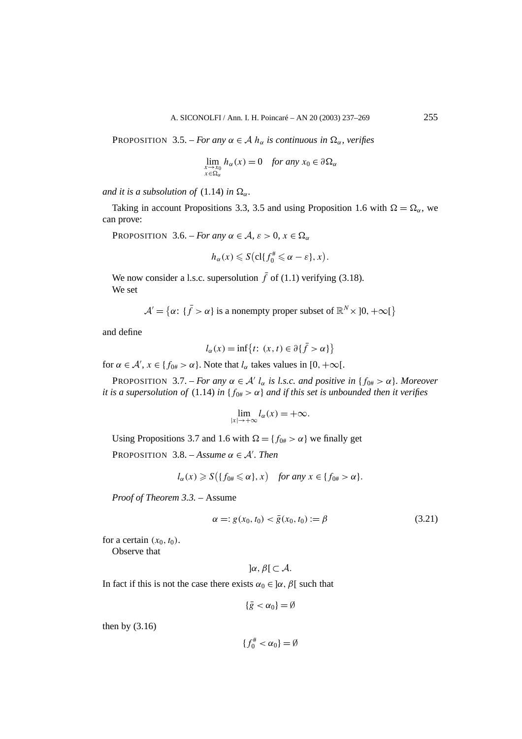PROPOSITION 3.5. – *For any $\alpha \in \mathcal{A}$ $h_\alpha$ is continuous in $\Omega_\alpha$, verifies*

$$\lim_{\substack{x \to x_0 \\ x \in \Omega_\alpha}} h_\alpha(x) = 0 \quad \textit{for any } x_0 \in \partial\Omega_\alpha$$

*and it is a subsolution of* (1.14) *in* $\Omega_\alpha$.

Taking in account Propositions 3.3, 3.5 and using Proposition 1.6 with $\Omega = \Omega_\alpha$, we can prove:

PROPOSITION 3.6. – *For any $\alpha \in \mathcal{A}$, $\varepsilon > 0$, $x \in \Omega_\alpha$*

$$h_\alpha(x) \leqslant S\big(\mathrm{cl}\{f_0^\# \leqslant \alpha - \varepsilon\}, x\big).$$

We now consider a l.s.c. supersolution $\bar{f}$ of (1.1) verifying (3.18).

We set

$$\mathcal{A}' = \big\{\alpha\colon \{\bar{f} > \alpha\} \text{ is a nonempty proper subset of } \mathbb{R}^N \times\, ]0, +\infty[\big\}$$

and define

$$l_\alpha(x) = \inf\big\{t\colon (x,t) \in \partial\{\bar{f} > \alpha\}\big\}$$

for $\alpha \in \mathcal{A}'$, $x \in \{f_{0\#} > \alpha\}$. Note that $l_\alpha$ takes values in $[0, +\infty[$.

PROPOSITION 3.7. – *For any $\alpha \in \mathcal{A}'$ $l_\alpha$ is l.s.c. and positive in $\{f_{0\#} > \alpha\}$. Moreover it is a supersolution of* (1.14) *in $\{f_{0\#} > \alpha\}$ and if this set is unbounded then it verifies*

$$\lim_{|x| \to +\infty} l_\alpha(x) = +\infty.$$

Using Propositions 3.7 and 1.6 with $\Omega = \{f_{0\#} > \alpha\}$ we finally get

PROPOSITION 3.8. – *Assume $\alpha \in \mathcal{A}'$. Then*

$$l_\alpha(x) \geqslant S\big(\{f_{0\#} \leqslant \alpha\}, x\big) \quad \textit{for any } x \in \{f_{0\#} > \alpha\}.$$

*Proof of Theorem 3.3.* – Assume

$$\alpha =: g(x_0, t_0) < \bar{g}(x_0, t_0) := \beta \tag{3.21}$$

for a certain $(x_0, t_0)$.

Observe that

$$]\alpha, \beta[\, \subset \mathcal{A}.$$

In fact if this is not the case there exists $\alpha_0 \in\, ]\alpha, \beta[$ such that

$$\{\bar{g} < \alpha_0\} = \emptyset$$

then by (3.16)

$$\{f_0^\# < \alpha_0\} = \emptyset$$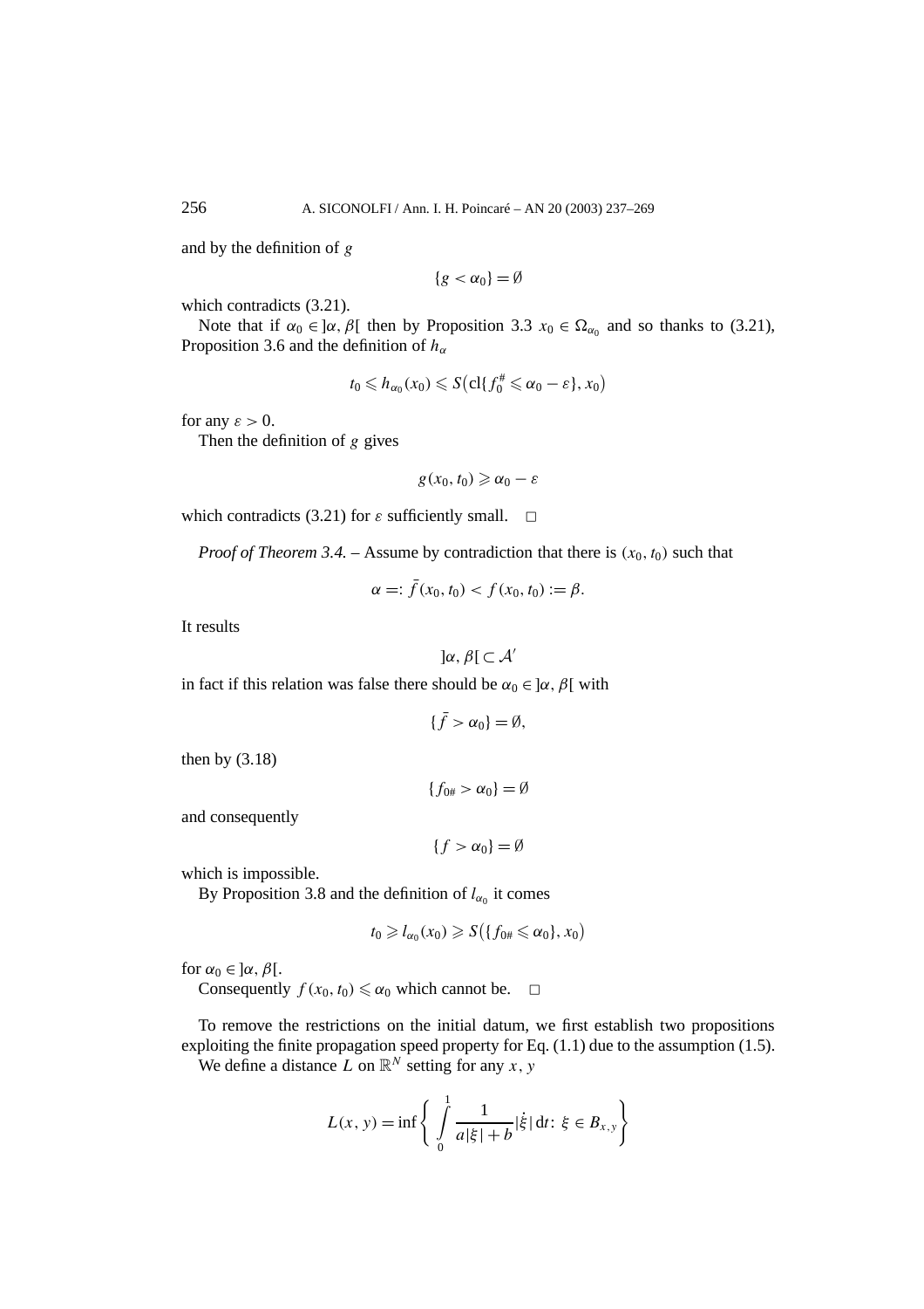and by the definition of $g$

$$\{g < \alpha_0\} = \emptyset$$

which contradicts (3.21).

Note that if $\alpha_0 \in ]\alpha, \beta[$ then by Proposition 3.3 $x_0 \in \Omega_{\alpha_0}$ and so thanks to (3.21), Proposition 3.6 and the definition of $h_\alpha$

$$t_0 \leqslant h_{\alpha_0}(x_0) \leqslant S\big(\mathrm{cl}\{f_0^\# \leqslant \alpha_0 - \varepsilon\}, x_0\big)$$

for any $\varepsilon > 0$.

Then the definition of $g$ gives

$$g(x_0, t_0) \geqslant \alpha_0 - \varepsilon$$

which contradicts (3.21) for $\varepsilon$ sufficiently small. $\square$

*Proof of Theorem 3.4.* – Assume by contradiction that there is $(x_0, t_0)$ such that

$$\alpha =: \bar{f}(x_0, t_0) < f(x_0, t_0) := \beta.$$

It results

$$]\alpha, \beta[ \subset \mathcal{A}'$$

in fact if this relation was false there should be $\alpha_0 \in ]\alpha, \beta[$ with

$$\{\bar{f} > \alpha_0\} = \emptyset,$$

then by (3.18)

$$\{f_{0\#} > \alpha_0\} = \emptyset$$

and consequently

$$\{f > \alpha_0\} = \emptyset$$

which is impossible.

By Proposition 3.8 and the definition of $l_{\alpha_0}$ it comes

$$t_0 \geqslant l_{\alpha_0}(x_0) \geqslant S\big(\{f_{0\#} \leqslant \alpha_0\}, x_0\big)$$

for $\alpha_0 \in ]\alpha, \beta[$.

Consequently $f(x_0, t_0) \leqslant \alpha_0$ which cannot be. $\square$

To remove the restrictions on the initial datum, we first establish two propositions exploiting the finite propagation speed property for Eq. (1.1) due to the assumption (1.5).

We define a distance $L$ on $\mathbb{R}^N$ setting for any $x$, $y$

$$L(x, y) = \inf\left\{ \int_0^1 \frac{1}{a|\xi| + b} |\dot{\xi}| \,\mathrm{d}t \colon \xi \in B_{x,y} \right\}$$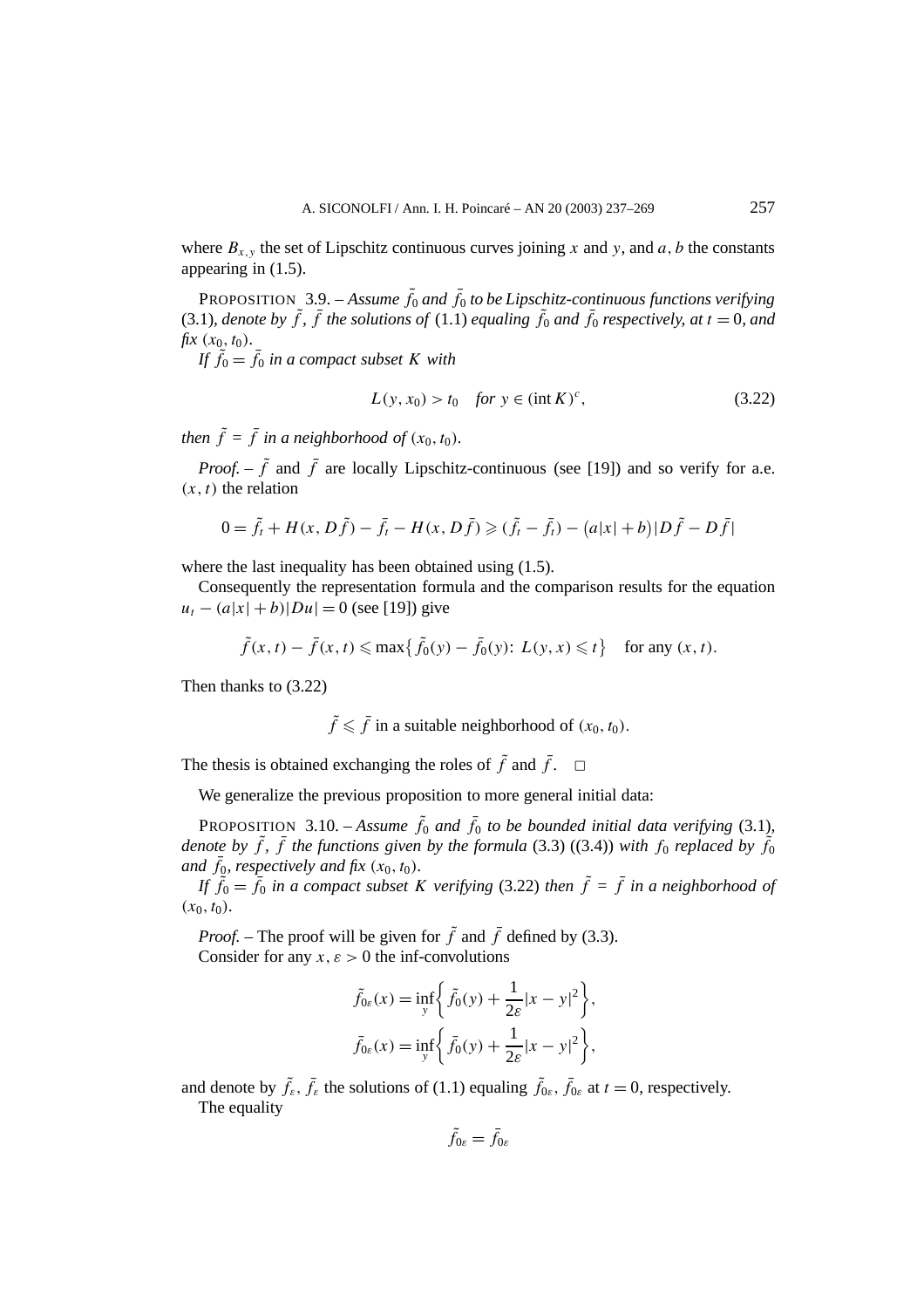where $B_{x,y}$ the set of Lipschitz continuous curves joining $x$ and $y$, and $a$, $b$ the constants appearing in (1.5).

PROPOSITION 3.9. – *Assume $\tilde{f}_0$ and $\bar{f}_0$ to be Lipschitz-continuous functions verifying* (3.1), *denote by $\tilde{f}$, $\bar{f}$ the solutions of* (1.1) *equaling $\tilde{f}_0$ and $\bar{f}_0$ respectively, at $t = 0$, and fix $(x_0, t_0)$.*

*If $\tilde{f}_0 = \bar{f}_0$ in a compact subset $K$ with*

$$L(y, x_0) > t_0 \quad \textit{for } y \in (\operatorname{int} K)^c, \tag{3.22}$$

*then $\tilde{f} = \bar{f}$ in a neighborhood of $(x_0, t_0)$.*

*Proof.* – $\tilde{f}$ and $\bar{f}$ are locally Lipschitz-continuous (see [19]) and so verify for a.e. $(x, t)$ the relation

$$0 = \tilde{f}_t + H(x, D\tilde{f}) - \bar{f}_t - H(x, D\bar{f}) \geqslant (\tilde{f}_t - \bar{f}_t) - \big(a|x| + b\big)|D\tilde{f} - D\bar{f}|$$

where the last inequality has been obtained using (1.5).

Consequently the representation formula and the comparison results for the equation $u_t - (a|x| + b)|Du| = 0$ (see [19]) give

$$\tilde{f}(x, t) - \bar{f}(x, t) \leqslant \max\big\{\tilde{f}_0(y) - \bar{f}_0(y) \colon L(y, x) \leqslant t\big\} \quad \text{for any } (x, t).$$

Then thanks to (3.22)

$$\tilde{f} \leqslant \bar{f} \text{ in a suitable neighborhood of } (x_0, t_0).$$

The thesis is obtained exchanging the roles of $\tilde{f}$ and $\bar{f}$. $\square$

We generalize the previous proposition to more general initial data:

PROPOSITION 3.10. – *Assume $\tilde{f}_0$ and $\bar{f}_0$ to be bounded initial data verifying* (3.1), *denote by $\tilde{f}$, $\bar{f}$ the functions given by the formula* (3.3) ((3.4)) *with $f_0$ replaced by $\tilde{f}_0$ and $\bar{f}_0$, respectively and fix $(x_0, t_0)$.*

*If $\tilde{f}_0 = \bar{f}_0$ in a compact subset $K$ verifying* (3.22) *then $\tilde{f} = \bar{f}$ in a neighborhood of $(x_0, t_0)$.*

*Proof.* – The proof will be given for $\tilde{f}$ and $\bar{f}$ defined by (3.3).

Consider for any $x$, $\varepsilon > 0$ the inf-convolutions

$$\tilde{f}_{0\varepsilon}(x) = \inf_y \left\{ \tilde{f}_0(y) + \frac{1}{2\varepsilon}|x - y|^2 \right\},$$

$$\bar{f}_{0\varepsilon}(x) = \inf_y \left\{ \bar{f}_0(y) + \frac{1}{2\varepsilon}|x - y|^2 \right\},$$

and denote by $\tilde{f}_\varepsilon$, $\bar{f}_\varepsilon$ the solutions of (1.1) equaling $\tilde{f}_{0\varepsilon}$, $\bar{f}_{0\varepsilon}$ at $t = 0$, respectively.

The equality

$$\tilde{f}_{0\varepsilon} = \bar{f}_{0\varepsilon}$$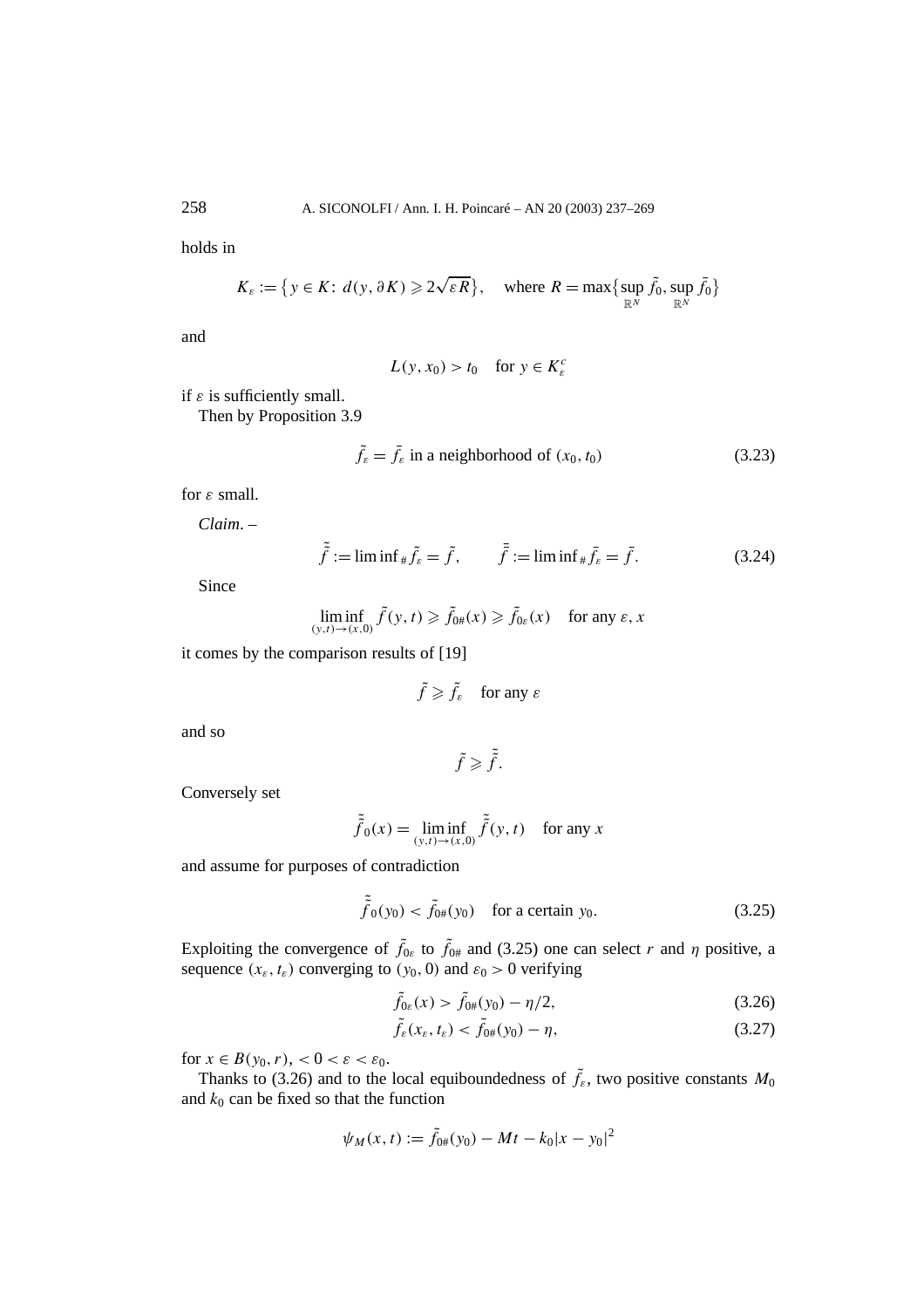holds in

$$K_\varepsilon := \{ y \in K\colon\ d(y, \partial K) \geqslant 2\sqrt{\varepsilon R} \}, \quad \text{where } R = \max\{\sup_{\mathbb{R}^N} \tilde{f}_0, \sup_{\mathbb{R}^N} \bar{f}_0\}$$

and

$$L(y, x_0) > t_0 \quad \text{for } y \in K_\varepsilon^c$$

if $\varepsilon$ is sufficiently small.

Then by Proposition 3.9

$$\tilde{f}_\varepsilon = \bar{f}_\varepsilon \text{ in a neighborhood of } (x_0, t_0) \tag{3.23}$$

for $\varepsilon$ small.

*Claim*. –

$$\tilde{\tilde{f}} := \liminf{}_{\#} \tilde{f}_\varepsilon = \tilde{f}, \qquad \bar{\bar{f}} := \liminf{}_{\#} \bar{f}_\varepsilon = \bar{f}. \tag{3.24}$$

Since

$$\liminf_{(y,t)\to(x,0)} \tilde{f}(y,t) \geqslant \tilde{f}_{0\#}(x) \geqslant \tilde{f}_{0\varepsilon}(x) \quad \text{for any } \varepsilon, x$$

it comes by the comparison results of [19]

$$\tilde{f} \geqslant \tilde{f}_\varepsilon \quad \text{for any } \varepsilon$$

and so

$$\tilde{f} \geqslant \tilde{\tilde{f}}.$$

Conversely set

$$\tilde{\tilde{f}}_0(x) = \liminf_{(y,t)\to(x,0)} \tilde{\tilde{f}}(y,t) \quad \text{for any } x$$

and assume for purposes of contradiction

$$\tilde{\tilde{f}}_0(y_0) < \tilde{f}_{0\#}(y_0) \quad \text{for a certain } y_0. \tag{3.25}$$

Exploiting the convergence of $\tilde{f}_{0\varepsilon}$ to $\tilde{f}_{0\#}$ and (3.25) one can select $r$ and $\eta$ positive, a sequence $(x_\varepsilon, t_\varepsilon)$ converging to $(y_0, 0)$ and $\varepsilon_0 > 0$ verifying

$$\tilde{f}_{0\varepsilon}(x) > \tilde{f}_{0\#}(y_0) - \eta/2, \tag{3.26}$$

$$\tilde{f}_\varepsilon(x_\varepsilon, t_\varepsilon) < \tilde{f}_{0\#}(y_0) - \eta, \tag{3.27}$$

for $x \in B(y_0, r)$, $< 0 < \varepsilon < \varepsilon_0$.

Thanks to (3.26) and to the local equiboundedness of $\tilde{f}_\varepsilon$, two positive constants $M_0$ and $k_0$ can be fixed so that the function

$$\psi_M(x,t) := \tilde{f}_{0\#}(y_0) - Mt - k_0|x - y_0|^2$$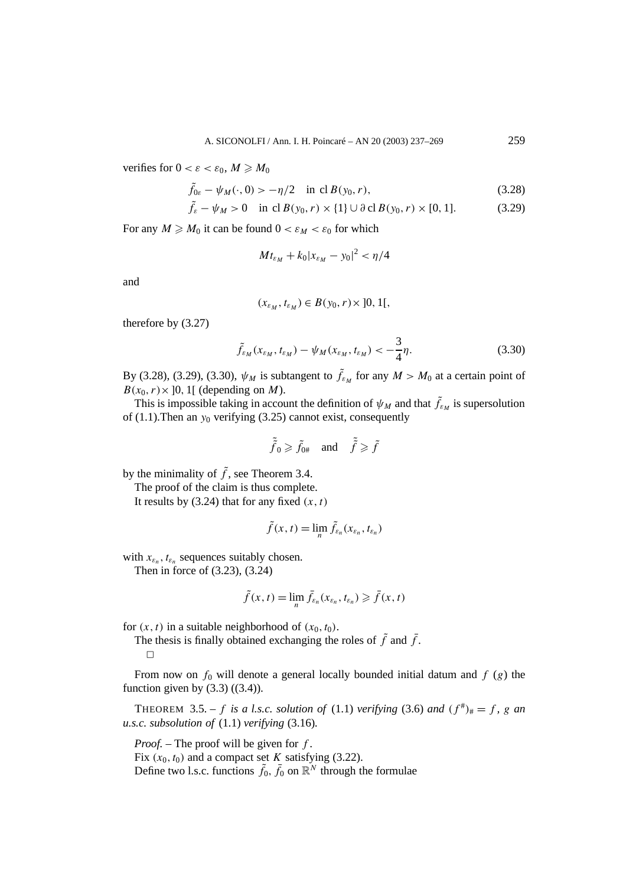verifies for $0 < \varepsilon < \varepsilon_0$, $M \geqslant M_0$

$$\tilde{f}_{0\varepsilon} - \psi_M(\cdot, 0) > -\eta/2 \quad \text{in } \operatorname{cl} B(y_0, r), \tag{3.28}$$

$$\tilde{f}_{\varepsilon} - \psi_M > 0 \quad \text{in } \operatorname{cl} B(y_0, r) \times \{1\} \cup \partial \operatorname{cl} B(y_0, r) \times [0, 1]. \tag{3.29}$$

For any $M \geqslant M_0$ it can be found $0 < \varepsilon_M < \varepsilon_0$ for which

$$M t_{\varepsilon_M} + k_0 |x_{\varepsilon_M} - y_0|^2 < \eta/4$$

and

$$(x_{\varepsilon_M}, t_{\varepsilon_M}) \in B(y_0, r) \times \, ]0, 1[,$$

therefore by (3.27)

$$\tilde{f}_{\varepsilon_M}(x_{\varepsilon_M}, t_{\varepsilon_M}) - \psi_M(x_{\varepsilon_M}, t_{\varepsilon_M}) < -\frac{3}{4}\eta. \tag{3.30}$$

By (3.28), (3.29), (3.30), $\psi_M$ is subtangent to $\tilde{f}_{\varepsilon_M}$ for any $M > M_0$ at a certain point of $B(x_0, r) \times \, ]0, 1[$ (depending on $M$).

This is impossible taking in account the definition of $\psi_M$ and that $\tilde{f}_{\varepsilon_M}$ is supersolution of (1.1).Then an $y_0$ verifying (3.25) cannot exist, consequently

$$\tilde{\tilde{f}}_0 \geqslant \tilde{f}_{0\#} \quad \text{and} \quad \tilde{\tilde{f}} \geqslant \tilde{f}$$

by the minimality of $\tilde{f}$, see Theorem 3.4.

The proof of the claim is thus complete.

It results by (3.24) that for any fixed $(x, t)$

$$\tilde{f}(x, t) = \lim_n \tilde{f}_{\varepsilon_n}(x_{\varepsilon_n}, t_{\varepsilon_n})$$

with $x_{\varepsilon_n}, t_{\varepsilon_n}$ sequences suitably chosen.

Then in force of (3.23), (3.24)

$$\tilde{f}(x, t) = \lim_n \bar{f}_{\varepsilon_n}(x_{\varepsilon_n}, t_{\varepsilon_n}) \geqslant \bar{f}(x, t)$$

for $(x, t)$ in a suitable neighborhood of $(x_0, t_0)$.

The thesis is finally obtained exchanging the roles of $\tilde{f}$ and $\bar{f}$.

□

From now on $f_0$ will denote a general locally bounded initial datum and $f$ ($g$) the function given by (3.3) ((3.4)).

THEOREM 3.5. – *$f$ is a l.s.c. solution of* (1.1) *verifying* (3.6) *and* $(f^{\#})_{\#} = f$, *$g$ an u.s.c. subsolution of* (1.1) *verifying* (3.16)*.*

*Proof.* – The proof will be given for $f$.

Fix $(x_0, t_0)$ and a compact set $K$ satisfying (3.22).

Define two l.s.c. functions $\tilde{f}_0$, $\bar{f}_0$ on $\mathbb{R}^N$ through the formulae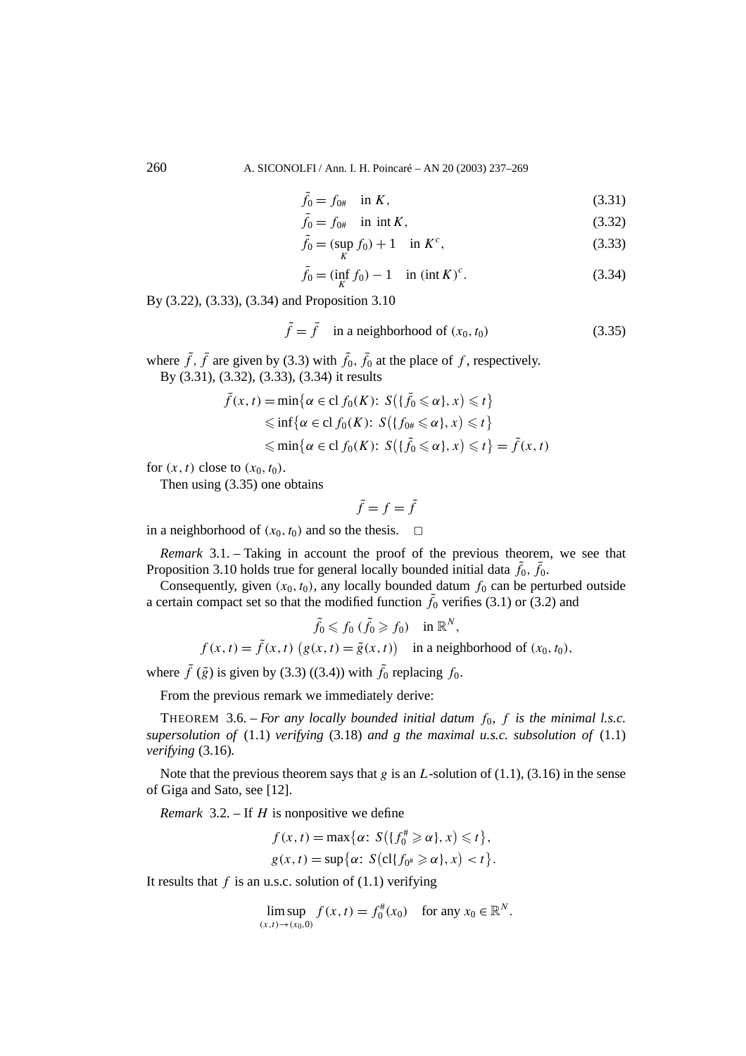$$\tilde{f}_0 = f_{0\#} \quad \text{in } K, \tag{3.31}$$

$$\bar{f}_0 = f_{0\#} \quad \text{in int}\, K, \tag{3.32}$$

$$\tilde{f}_0 = (\sup_K f_0) + 1 \quad \text{in } K^c, \tag{3.33}$$

$$\bar{f}_0 = (\inf_K f_0) - 1 \quad \text{in } (\text{int}\, K)^c. \tag{3.34}$$

By (3.22), (3.33), (3.34) and Proposition 3.10

$$\tilde{f} = \bar{f} \quad \text{in a neighborhood of } (x_0, t_0) \tag{3.35}$$

where $\tilde{f}$, $\bar{f}$ are given by (3.3) with $\tilde{f}_0$, $\bar{f}_0$ at the place of $f$, respectively.

By (3.31), (3.32), (3.33), (3.34) it results

$$\begin{aligned}
\bar{f}(x,t) &= \min\{\alpha \in \text{cl}\, f_0(K)\colon\ S(\{\bar{f}_0 \leqslant \alpha\}, x) \leqslant t\} \\
&\leqslant \inf\{\alpha \in \text{cl}\, f_0(K)\colon\ S(\{f_{0\#} \leqslant \alpha\}, x) \leqslant t\} \\
&\leqslant \min\{\alpha \in \text{cl}\, f_0(K)\colon\ S(\{\tilde{f}_0 \leqslant \alpha\}, x) \leqslant t\} = \tilde{f}(x,t)
\end{aligned}$$

for $(x,t)$ close to $(x_0, t_0)$.

Then using (3.35) one obtains

$$\bar{f} = f = \tilde{f}$$

in a neighborhood of $(x_0, t_0)$ and so the thesis. □

*Remark* 3.1. – Taking in account the proof of the previous theorem, we see that Proposition 3.10 holds true for general locally bounded initial data $\tilde{f}_0$, $\bar{f}_0$.

Consequently, given $(x_0, t_0)$, any locally bounded datum $f_0$ can be perturbed outside a certain compact set so that the modified function $\tilde{f}_0$ verifies (3.1) or (3.2) and

$$\tilde{f}_0 \leqslant f_0 \ (\tilde{f}_0 \geqslant f_0) \quad \text{in } \mathbb{R}^N,$$

$$f(x,t) = \tilde{f}(x,t) \ \big(g(x,t) = \tilde{g}(x,t)\big) \quad \text{in a neighborhood of } (x_0, t_0),$$

where $\tilde{f}$ ($\tilde{g}$) is given by (3.3) ((3.4)) with $\tilde{f}_0$ replacing $f_0$.

From the previous remark we immediately derive:

THEOREM 3.6. – *For any locally bounded initial datum $f_0$, $f$ is the minimal l.s.c. supersolution of* (1.1) *verifying* (3.18) *and $g$ the maximal u.s.c. subsolution of* (1.1) *verifying* (3.16).

Note that the previous theorem says that $g$ is an $L$-solution of (1.1), (3.16) in the sense of Giga and Sato, see [12].

*Remark* 3.2. – If $H$ is nonpositive we define

$$f(x,t) = \max\{\alpha\colon\ S(\{f_0^{\#} \geqslant \alpha\}, x) \leqslant t\},$$

$$g(x,t) = \sup\{\alpha\colon\ S(\text{cl}\{f_{0^{\#}} \geqslant \alpha\}, x) < t\}.$$

It results that $f$ is an u.s.c. solution of (1.1) verifying

$$\limsup_{(x,t)\to(x_0,0)} f(x,t) = f_0^{\#}(x_0) \quad \text{for any } x_0 \in \mathbb{R}^N.$$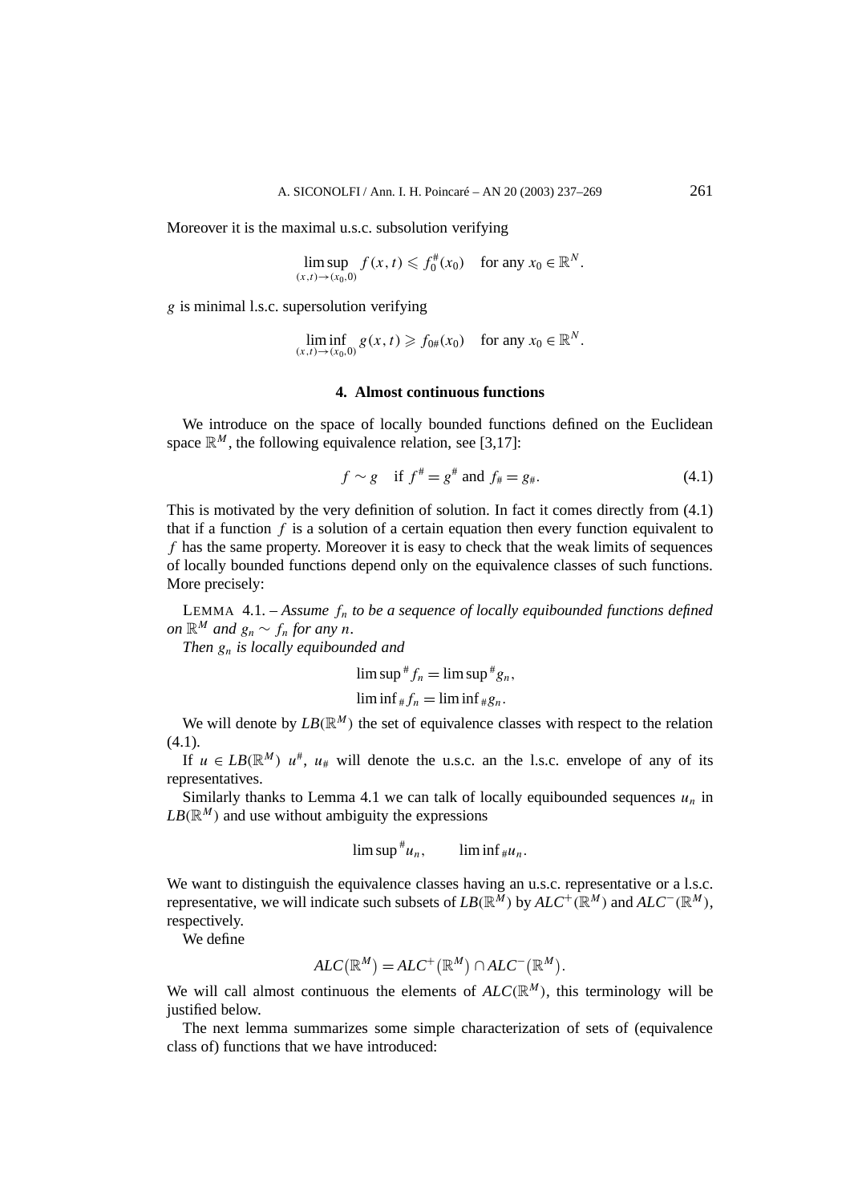Moreover it is the maximal u.s.c. subsolution verifying

$$\limsup_{(x,t)\to(x_0,0)} f(x,t) \leqslant f_0^{\#}(x_0) \quad \text{for any } x_0 \in \mathbb{R}^N.$$

$g$ is minimal l.s.c. supersolution verifying

$$\liminf_{(x,t)\to(x_0,0)} g(x,t) \geqslant f_{0\#}(x_0) \quad \text{for any } x_0 \in \mathbb{R}^N.$$

## 4. Almost continuous functions

We introduce on the space of locally bounded functions defined on the Euclidean space $\mathbb{R}^M$, the following equivalence relation, see [3,17]:

$$f \sim g \quad \text{if } f^{\#} = g^{\#} \text{ and } f_{\#} = g_{\#}. \tag{4.1}$$

This is motivated by the very definition of solution. In fact it comes directly from (4.1) that if a function $f$ is a solution of a certain equation then every function equivalent to $f$ has the same property. Moreover it is easy to check that the weak limits of sequences of locally bounded functions depend only on the equivalence classes of such functions. More precisely:

LEMMA 4.1. – *Assume $f_n$ to be a sequence of locally equibounded functions defined on $\mathbb{R}^M$ and $g_n \sim f_n$ for any $n$.*
*Then $g_n$ is locally equibounded and*

$$\limsup{}^{\#} f_n = \limsup{}^{\#} g_n,$$
$$\liminf{}_{\#} f_n = \liminf{}_{\#} g_n.$$

We will denote by $LB(\mathbb{R}^M)$ the set of equivalence classes with respect to the relation (4.1).

If $u \in LB(\mathbb{R}^M)$ $u^{\#}$, $u_{\#}$ will denote the u.s.c. an the l.s.c. envelope of any of its representatives.

Similarly thanks to Lemma 4.1 we can talk of locally equibounded sequences $u_n$ in $LB(\mathbb{R}^M)$ and use without ambiguity the expressions

$$\limsup{}^{\#} u_n, \qquad \liminf{}_{\#} u_n.$$

We want to distinguish the equivalence classes having an u.s.c. representative or a l.s.c. representative, we will indicate such subsets of $LB(\mathbb{R}^M)$ by $ALC^+(\mathbb{R}^M)$ and $ALC^-(\mathbb{R}^M)$, respectively.

We define

$$ALC(\mathbb{R}^M) = ALC^+(\mathbb{R}^M) \cap ALC^-(\mathbb{R}^M).$$

We will call almost continuous the elements of $ALC(\mathbb{R}^M)$, this terminology will be justified below.

The next lemma summarizes some simple characterization of sets of (equivalence class of) functions that we have introduced: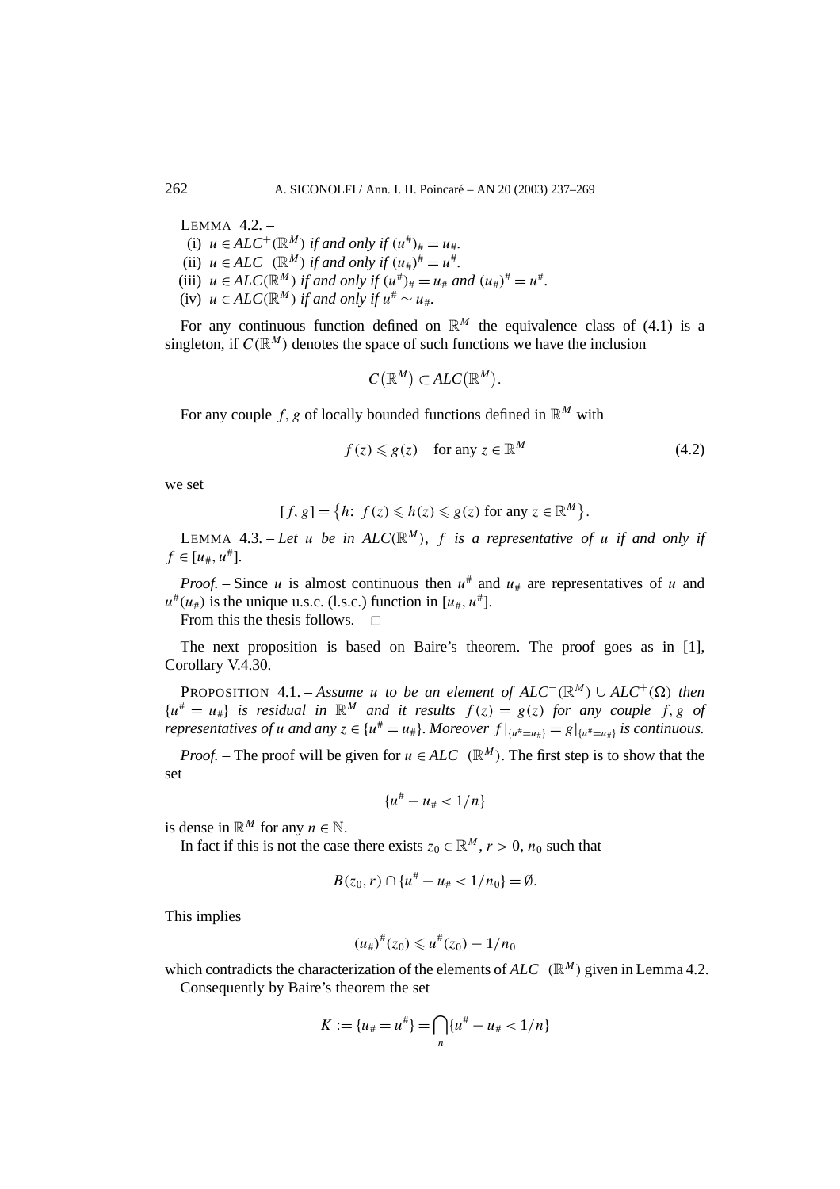LEMMA 4.2. –

(i) $u \in ALC^{+}(\mathbb{R}^M)$ *if and only if* $(u^{\#})_{\#} = u_{\#}$.

(ii) $u \in ALC^{-}(\mathbb{R}^M)$ *if and only if* $(u_{\#})^{\#} = u^{\#}$.

(iii) $u \in ALC(\mathbb{R}^M)$ *if and only if* $(u^{\#})_{\#} = u_{\#}$ *and* $(u_{\#})^{\#} = u^{\#}$.

(iv) $u \in ALC(\mathbb{R}^M)$ *if and only if* $u^{\#} \sim u_{\#}$.

For any continuous function defined on $\mathbb{R}^M$ the equivalence class of (4.1) is a singleton, if $C(\mathbb{R}^M)$ denotes the space of such functions we have the inclusion

$$C(\mathbb{R}^M) \subset ALC(\mathbb{R}^M).$$

For any couple $f, g$ of locally bounded functions defined in $\mathbb{R}^M$ with

$$f(z) \leqslant g(z) \quad \text{for any } z \in \mathbb{R}^M \tag{4.2}$$

we set

$$[f, g] = \{h\colon\ f(z) \leqslant h(z) \leqslant g(z) \text{ for any } z \in \mathbb{R}^M\}.$$

LEMMA 4.3. – *Let $u$ be in $ALC(\mathbb{R}^M)$, $f$ is a representative of $u$ if and only if $f \in [u_{\#}, u^{\#}]$.*

*Proof.* – Since $u$ is almost continuous then $u^{\#}$ and $u_{\#}$ are representatives of $u$ and $u^{\#}(u_{\#})$ is the unique u.s.c. (l.s.c.) function in $[u_{\#}, u^{\#}]$.

From this the thesis follows. □

The next proposition is based on Baire's theorem. The proof goes as in [1], Corollary V.4.30.

PROPOSITION 4.1. – *Assume $u$ to be an element of $ALC^{-}(\mathbb{R}^M) \cup ALC^{+}(\Omega)$ then $\{u^{\#} = u_{\#}\}$ is residual in $\mathbb{R}^M$ and it results $f(z) = g(z)$ for any couple $f, g$ of representatives of $u$ and any $z \in \{u^{\#} = u_{\#}\}$. Moreover $f|_{\{u^{\#}=u_{\#}\}} = g|_{\{u^{\#}=u_{\#}\}}$ is continuous.*

*Proof.* – The proof will be given for $u \in ALC^{-}(\mathbb{R}^M)$. The first step is to show that the set

$$\{u^{\#} - u_{\#} < 1/n\}$$

is dense in $\mathbb{R}^M$ for any $n \in \mathbb{N}$.

In fact if this is not the case there exists $z_0 \in \mathbb{R}^M$, $r > 0$, $n_0$ such that

$$B(z_0, r) \cap \{u^{\#} - u_{\#} < 1/n_0\} = \emptyset.$$

This implies

$$(u_{\#})^{\#}(z_0) \leqslant u^{\#}(z_0) - 1/n_0$$

which contradicts the characterization of the elements of $ALC^{-}(\mathbb{R}^M)$ given in Lemma 4.2.

Consequently by Baire's theorem the set

$$K := \{u_{\#} = u^{\#}\} = \bigcap_n \{u^{\#} - u_{\#} < 1/n\}$$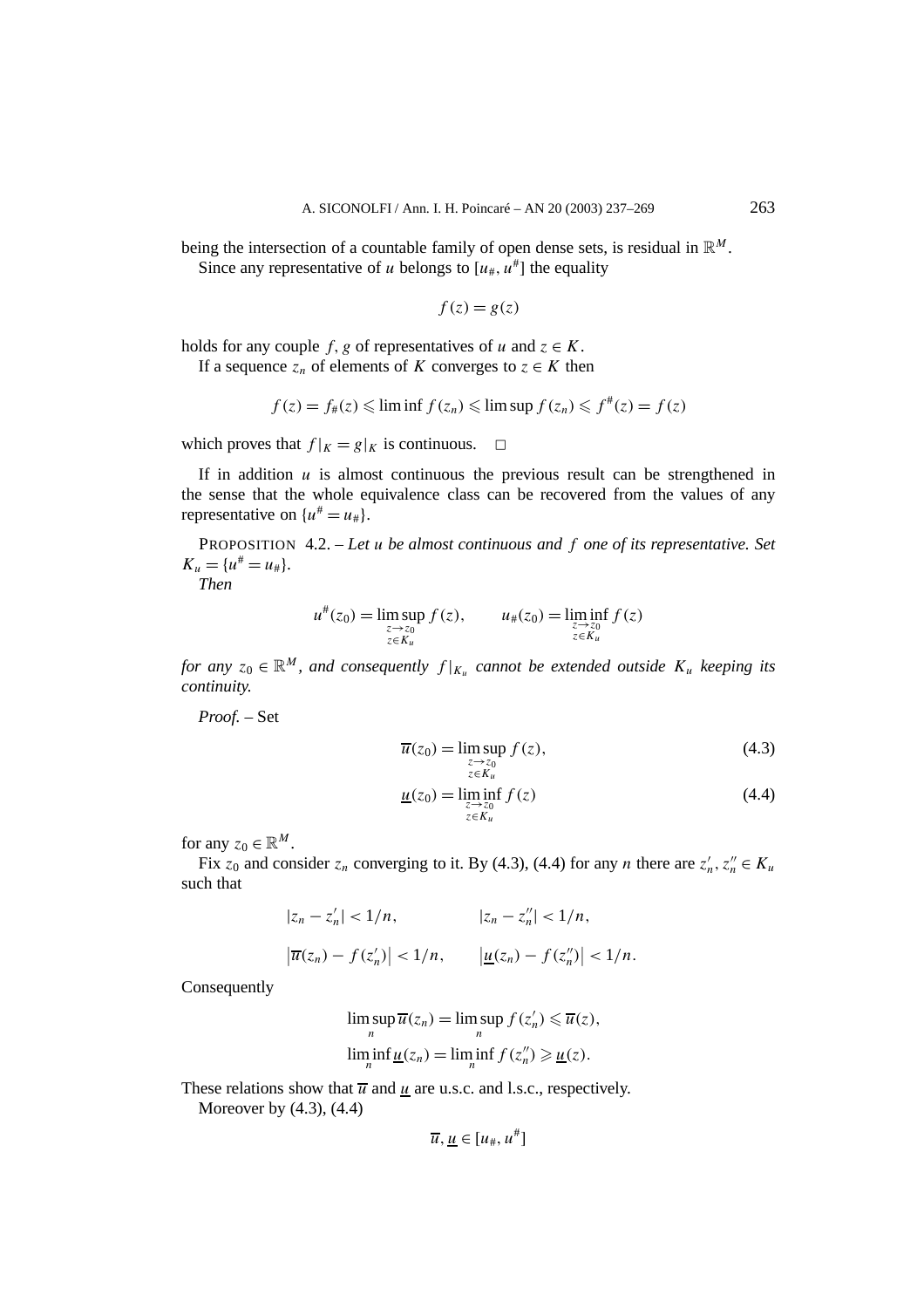being the intersection of a countable family of open dense sets, is residual in $\mathbb{R}^M$.

Since any representative of $u$ belongs to $[u_\#, u^\#]$ the equality

$$f(z) = g(z)$$

holds for any couple $f, g$ of representatives of $u$ and $z \in K$.

If a sequence $z_n$ of elements of $K$ converges to $z \in K$ then

$$f(z) = f_\#(z) \leqslant \liminf f(z_n) \leqslant \limsup f(z_n) \leqslant f^\#(z) = f(z)$$

which proves that $f|_K = g|_K$ is continuous. $\square$

If in addition $u$ is almost continuous the previous result can be strengthened in the sense that the whole equivalence class can be recovered from the values of any representative on $\{u^\# = u_\#\}$.

PROPOSITION 4.2. – *Let $u$ be almost continuous and $f$ one of its representative. Set $K_u = \{u^\# = u_\#\}$.*

*Then*

$$u^\#(z_0) = \limsup_{\substack{z \to z_0 \\ z \in K_u}} f(z), \qquad u_\#(z_0) = \liminf_{\substack{z \to z_0 \\ z \in K_u}} f(z)$$

*for any $z_0 \in \mathbb{R}^M$, and consequently $f|_{K_u}$ cannot be extended outside $K_u$ keeping its continuity.*

*Proof.* – Set

$$\overline{u}(z_0) = \limsup_{\substack{z \to z_0 \\ z \in K_u}} f(z), \tag{4.3}$$

$$\underline{u}(z_0) = \liminf_{\substack{z \to z_0 \\ z \in K_u}} f(z) \tag{4.4}$$

for any $z_0 \in \mathbb{R}^M$.

Fix $z_0$ and consider $z_n$ converging to it. By (4.3), (4.4) for any $n$ there are $z'_n, z''_n \in K_u$ such that

$$|z_n - z'_n| < 1/n, \qquad |z_n - z''_n| < 1/n,$$

$$\left|\overline{u}(z_n) - f(z'_n)\right| < 1/n, \qquad \left|\underline{u}(z_n) - f(z''_n)\right| < 1/n.$$

Consequently

$$\limsup_n \overline{u}(z_n) = \limsup_n f(z'_n) \leqslant \overline{u}(z),$$

$$\liminf_n \underline{u}(z_n) = \liminf_n f(z''_n) \geqslant \underline{u}(z).$$

These relations show that $\overline{u}$ and $\underline{u}$ are u.s.c. and l.s.c., respectively.

Moreover by (4.3), (4.4)

$$\overline{u}, \underline{u} \in [u_\#, u^\#]$$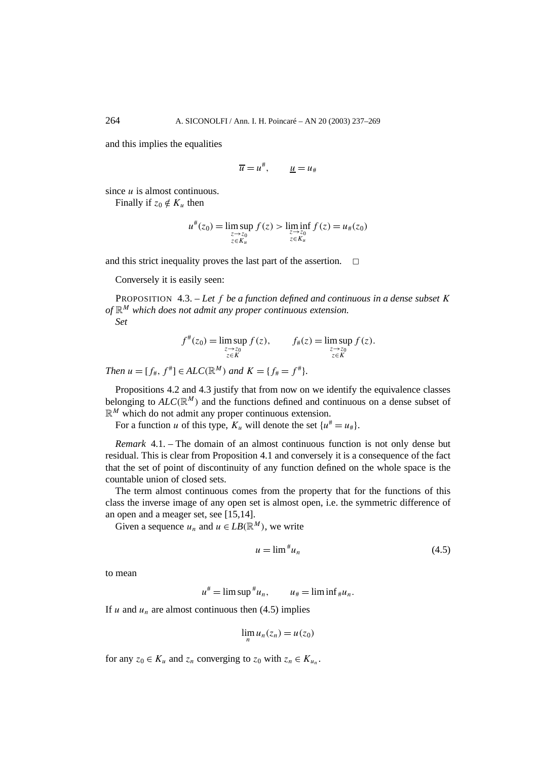and this implies the equalities

$$\overline{u} = u^{\#}, \qquad \underline{u} = u_{\#}$$

since $u$ is almost continuous.

Finally if $z_0 \notin K_u$ then

$$u^{\#}(z_0) = \limsup_{\substack{z \to z_0 \\ z \in K_u}} f(z) > \liminf_{\substack{z \to z_0 \\ z \in K_u}} f(z) = u_{\#}(z_0)$$

and this strict inequality proves the last part of the assertion. □

Conversely it is easily seen:

PROPOSITION 4.3. – *Let $f$ be a function defined and continuous in a dense subset $K$ of $\mathbb{R}^M$ which does not admit any proper continuous extension.*
*Set*

$$f^{\#}(z_0) = \limsup_{\substack{z \to z_0 \\ z \in K}} f(z), \qquad f_{\#}(z) = \limsup_{\substack{z \to z_0 \\ z \in K}} f(z).$$

*Then $u = [f_{\#}, f^{\#}] \in ALC(\mathbb{R}^M)$ and $K = \{f_{\#} = f^{\#}\}$.*

Propositions 4.2 and 4.3 justify that from now on we identify the equivalence classes belonging to $ALC(\mathbb{R}^M)$ and the functions defined and continuous on a dense subset of $\mathbb{R}^M$ which do not admit any proper continuous extension.

For a function $u$ of this type, $K_u$ will denote the set $\{u^{\#} = u_{\#}\}$.

*Remark* 4.1. – The domain of an almost continuous function is not only dense but residual. This is clear from Proposition 4.1 and conversely it is a consequence of the fact that the set of point of discontinuity of any function defined on the whole space is the countable union of closed sets.

The term almost continuous comes from the property that for the functions of this class the inverse image of any open set is almost open, i.e. the symmetric difference of an open and a meager set, see [15,14].

Given a sequence $u_n$ and $u \in LB(\mathbb{R}^M)$, we write

$$u = \lim{}^{\#} u_n \tag{4.5}$$

to mean

$$u^{\#} = \limsup{}^{\#} u_n, \qquad u_{\#} = \liminf{}_{\#} u_n.$$

If $u$ and $u_n$ are almost continuous then (4.5) implies

$$\lim_n u_n(z_n) = u(z_0)$$

for any $z_0 \in K_u$ and $z_n$ converging to $z_0$ with $z_n \in K_{u_n}$.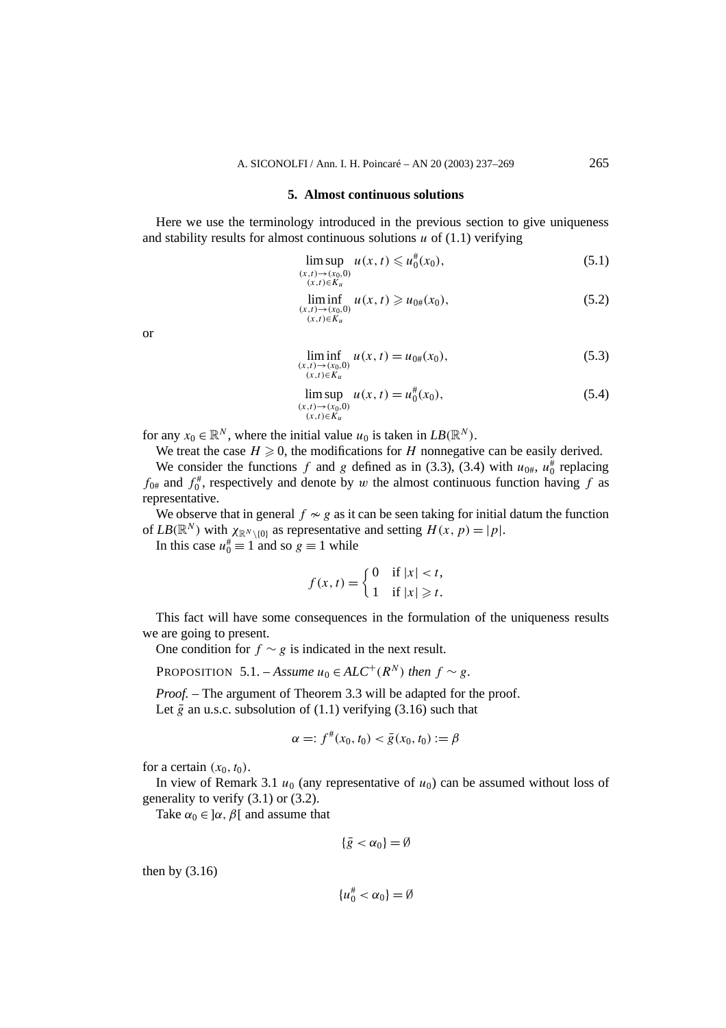## 5. Almost continuous solutions

Here we use the terminology introduced in the previous section to give uniqueness and stability results for almost continuous solutions $u$ of (1.1) verifying

$$\limsup_{\substack{(x,t)\to(x_0,0)\\(x,t)\in K_u}} u(x,t) \leqslant u_0^{\#}(x_0), \tag{5.1}$$

$$\liminf_{\substack{(x,t)\to(x_0,0)\\(x,t)\in K_u}} u(x,t) \geqslant u_{0\#}(x_0), \tag{5.2}$$

or

$$\liminf_{\substack{(x,t)\to(x_0,0)\\(x,t)\in K_u}} u(x,t) = u_{0\#}(x_0), \tag{5.3}$$

$$\limsup_{\substack{(x,t)\to(x_0,0)\\(x,t)\in K_u}} u(x,t) = u_0^{\#}(x_0), \tag{5.4}$$

for any $x_0 \in \mathbb{R}^N$, where the initial value $u_0$ is taken in $LB(\mathbb{R}^N)$.

We treat the case $H \geqslant 0$, the modifications for $H$ nonnegative can be easily derived.

We consider the functions $f$ and $g$ defined as in (3.3), (3.4) with $u_{0\#}$, $u_0^{\#}$ replacing $f_{0\#}$ and $f_0^{\#}$, respectively and denote by $w$ the almost continuous function having $f$ as representative.

We observe that in general $f \nsim g$ as it can be seen taking for initial datum the function of $LB(\mathbb{R}^N)$ with $\chi_{\mathbb{R}^N\setminus\{0\}}$ as representative and setting $H(x,p) = |p|$.

In this case $u_0^{\#} \equiv 1$ and so $g \equiv 1$ while

$$f(x,t) = \begin{cases} 0 & \text{if } |x| < t, \\ 1 & \text{if } |x| \geqslant t. \end{cases}$$

This fact will have some consequences in the formulation of the uniqueness results we are going to present.

One condition for $f \sim g$ is indicated in the next result.

PROPOSITION 5.1. – *Assume $u_0 \in ALC^+(R^N)$ then $f \sim g$.*

*Proof.* – The argument of Theorem 3.3 will be adapted for the proof.

Let $\bar{g}$ an u.s.c. subsolution of (1.1) verifying (3.16) such that

$$\alpha =: f^{\#}(x_0,t_0) < \bar{g}(x_0,t_0) := \beta$$

for a certain $(x_0,t_0)$.

In view of Remark 3.1 $u_0$ (any representative of $u_0$) can be assumed without loss of generality to verify (3.1) or (3.2).

Take $\alpha_0 \in ]\alpha,\beta[$ and assume that

$$\{\bar{g} < \alpha_0\} = \emptyset$$

then by (3.16)

$$\{u_0^{\#} < \alpha_0\} = \emptyset$$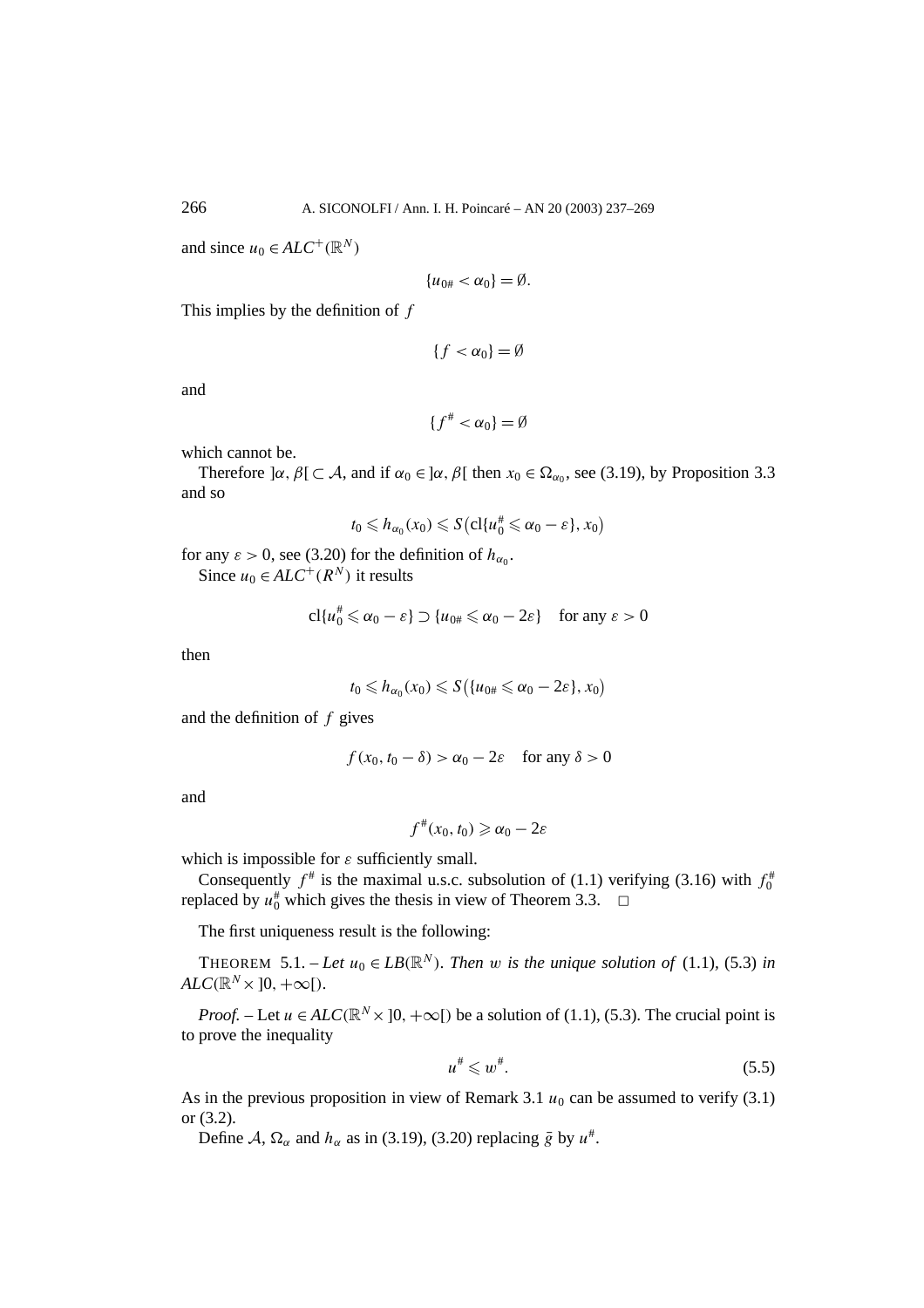and since $u_0 \in ALC^+(\mathbb{R}^N)$

$$\{u_{0\#} < \alpha_0\} = \emptyset.$$

This implies by the definition of $f$

$$\{f < \alpha_0\} = \emptyset$$

and

$$\{f^\# < \alpha_0\} = \emptyset$$

which cannot be.

Therefore $]\alpha, \beta[ \subset \mathcal{A}$, and if $\alpha_0 \in ]\alpha, \beta[$ then $x_0 \in \Omega_{\alpha_0}$, see (3.19), by Proposition 3.3 and so

$$t_0 \leqslant h_{\alpha_0}(x_0) \leqslant S\big(\mathrm{cl}\{u_0^\# \leqslant \alpha_0 - \varepsilon\}, x_0\big)$$

for any $\varepsilon > 0$, see (3.20) for the definition of $h_{\alpha_0}$.

Since $u_0 \in ALC^+(R^N)$ it results

$$\mathrm{cl}\{u_0^\# \leqslant \alpha_0 - \varepsilon\} \supset \{u_{0\#} \leqslant \alpha_0 - 2\varepsilon\} \quad \text{for any } \varepsilon > 0$$

then

$$t_0 \leqslant h_{\alpha_0}(x_0) \leqslant S\big(\{u_{0\#} \leqslant \alpha_0 - 2\varepsilon\}, x_0\big)$$

and the definition of $f$ gives

$$f(x_0, t_0 - \delta) > \alpha_0 - 2\varepsilon \quad \text{for any } \delta > 0$$

and

$$f^\#(x_0, t_0) \geqslant \alpha_0 - 2\varepsilon$$

which is impossible for $\varepsilon$ sufficiently small.

Consequently $f^\#$ is the maximal u.s.c. subsolution of (1.1) verifying (3.16) with $f_0^\#$ replaced by $u_0^\#$ which gives the thesis in view of Theorem 3.3. $\square$

The first uniqueness result is the following:

THEOREM 5.1. – *Let $u_0 \in LB(\mathbb{R}^N)$. Then $w$ is the unique solution of* (1.1), (5.3) *in* $ALC(\mathbb{R}^N \times ]0, +\infty[)$.

*Proof.* – Let $u \in ALC(\mathbb{R}^N \times ]0, +\infty[)$ be a solution of (1.1), (5.3). The crucial point is to prove the inequality

$$u^\# \leqslant w^\#. \tag{5.5}$$

As in the previous proposition in view of Remark 3.1 $u_0$ can be assumed to verify (3.1) or (3.2).

Define $\mathcal{A}$, $\Omega_\alpha$ and $h_\alpha$ as in (3.19), (3.20) replacing $\bar{g}$ by $u^\#$.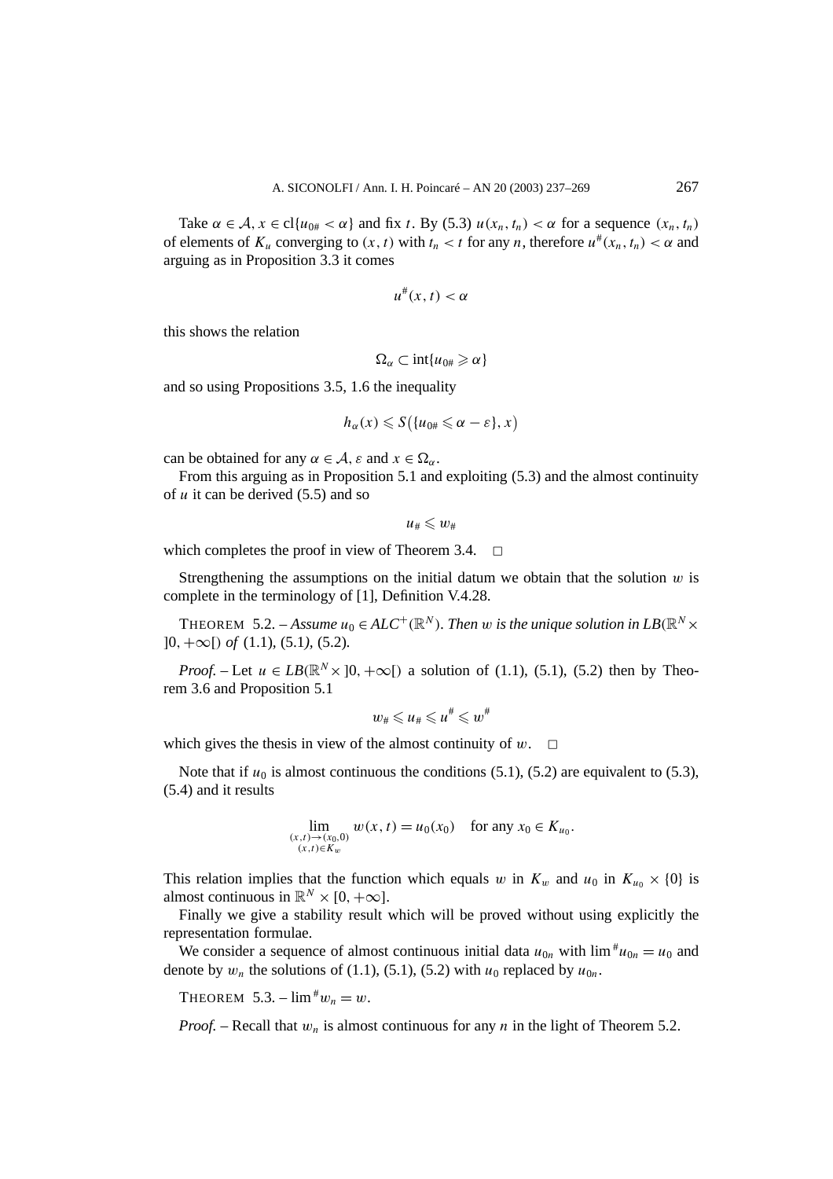Take $\alpha \in \mathcal{A}$, $x \in \mathrm{cl}\{u_{0\#} < \alpha\}$ and fix $t$. By (5.3) $u(x_n, t_n) < \alpha$ for a sequence $(x_n, t_n)$ of elements of $K_u$ converging to $(x, t)$ with $t_n < t$ for any $n$, therefore $u^{\#}(x_n, t_n) < \alpha$ and arguing as in Proposition 3.3 it comes

$$u^{\#}(x, t) < \alpha$$

this shows the relation

$$\Omega_\alpha \subset \mathrm{int}\{u_{0\#} \geqslant \alpha\}$$

and so using Propositions 3.5, 1.6 the inequality

$$h_\alpha(x) \leqslant S\big(\{u_{0\#} \leqslant \alpha - \varepsilon\}, x\big)$$

can be obtained for any $\alpha \in \mathcal{A}$, $\varepsilon$ and $x \in \Omega_\alpha$.

From this arguing as in Proposition 5.1 and exploiting (5.3) and the almost continuity of $u$ it can be derived (5.5) and so

$$u_{\#} \leqslant w_{\#}$$

which completes the proof in view of Theorem 3.4. □

Strengthening the assumptions on the initial datum we obtain that the solution $w$ is complete in the terminology of [1], Definition V.4.28.

THEOREM 5.2. – *Assume $u_0 \in ALC^{+}(\mathbb{R}^N)$. Then $w$ is the unique solution in $LB(\mathbb{R}^N \times ]0, +\infty[)$ of* (1.1), (5.1), (5.2).

*Proof.* – Let $u \in LB(\mathbb{R}^N \times ]0, +\infty[)$ a solution of (1.1), (5.1), (5.2) then by Theorem 3.6 and Proposition 5.1

$$w_{\#} \leqslant u_{\#} \leqslant u^{\#} \leqslant w^{\#}$$

which gives the thesis in view of the almost continuity of $w$. □

Note that if $u_0$ is almost continuous the conditions (5.1), (5.2) are equivalent to (5.3), (5.4) and it results

$$\lim_{\substack{(x,t)\to(x_0,0)\\(x,t)\in K_w}} w(x, t) = u_0(x_0) \quad \text{for any } x_0 \in K_{u_0}.$$

This relation implies that the function which equals $w$ in $K_w$ and $u_0$ in $K_{u_0} \times \{0\}$ is almost continuous in $\mathbb{R}^N \times [0, +\infty]$.

Finally we give a stability result which will be proved without using explicitly the representation formulae.

We consider a sequence of almost continuous initial data $u_{0n}$ with $\lim^{\#} u_{0n} = u_0$ and denote by $w_n$ the solutions of (1.1), (5.1), (5.2) with $u_0$ replaced by $u_{0n}$.

THEOREM 5.3. – $\lim^{\#} w_n = w$.

*Proof.* – Recall that $w_n$ is almost continuous for any $n$ in the light of Theorem 5.2.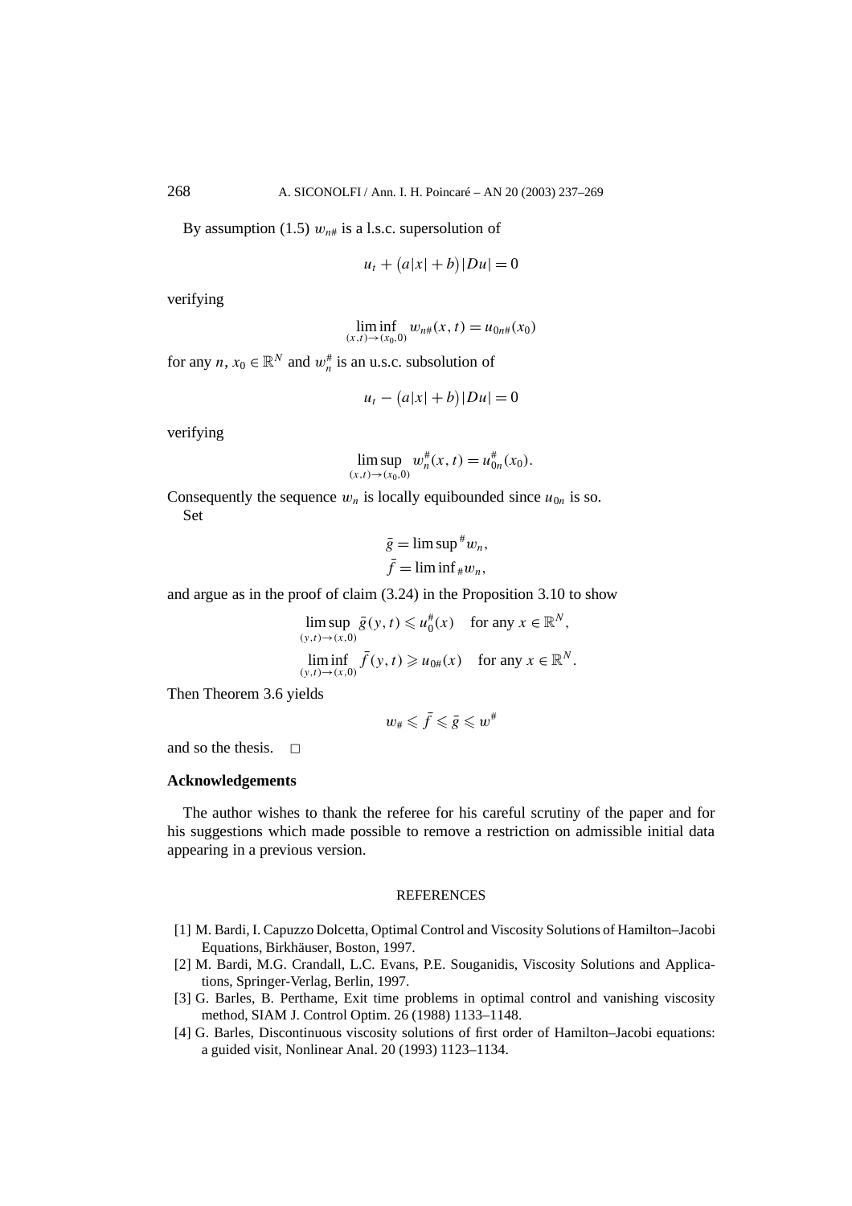By assumption (1.5) $w_{n\#}$ is a l.s.c. supersolution of

$$u_t + \big(a|x| + b\big)|Du| = 0$$

verifying

$$\liminf_{(x,t)\to(x_0,0)} w_{n\#}(x,t) = u_{0n\#}(x_0)$$

for any $n$, $x_0 \in \mathbb{R}^N$ and $w_n^\#$ is an u.s.c. subsolution of

$$u_t - \big(a|x| + b\big)|Du| = 0$$

verifying

$$\limsup_{(x,t)\to(x_0,0)} w_n^\#(x,t) = u_{0n}^\#(x_0).$$

Consequently the sequence $w_n$ is locally equibounded since $u_{0n}$ is so.

Set

$$\bar{g} = \limsup{}^\# w_n,$$
$$\bar{f} = \liminf{}_\# w_n,$$

and argue as in the proof of claim (3.24) in the Proposition 3.10 to show

$$\limsup_{(y,t)\to(x,0)} \bar{g}(y,t) \leqslant u_0^\#(x) \quad \text{for any } x \in \mathbb{R}^N,$$
$$\liminf_{(y,t)\to(x,0)} \bar{f}(y,t) \geqslant u_{0\#}(x) \quad \text{for any } x \in \mathbb{R}^N.$$

Then Theorem 3.6 yields

$$w_\# \leqslant \bar{f} \leqslant \bar{g} \leqslant w^\#$$

and so the thesis. □

## Acknowledgements

The author wishes to thank the referee for his careful scrutiny of the paper and for his suggestions which made possible to remove a restriction on admissible initial data appearing in a previous version.

## REFERENCES

[1] M. Bardi, I. Capuzzo Dolcetta, Optimal Control and Viscosity Solutions of Hamilton–Jacobi Equations, Birkhäuser, Boston, 1997.

[2] M. Bardi, M.G. Crandall, L.C. Evans, P.E. Souganidis, Viscosity Solutions and Applications, Springer-Verlag, Berlin, 1997.

[3] G. Barles, B. Perthame, Exit time problems in optimal control and vanishing viscosity method, SIAM J. Control Optim. 26 (1988) 1133–1148.

[4] G. Barles, Discontinuous viscosity solutions of first order of Hamilton–Jacobi equations: a guided visit, Nonlinear Anal. 20 (1993) 1123–1134.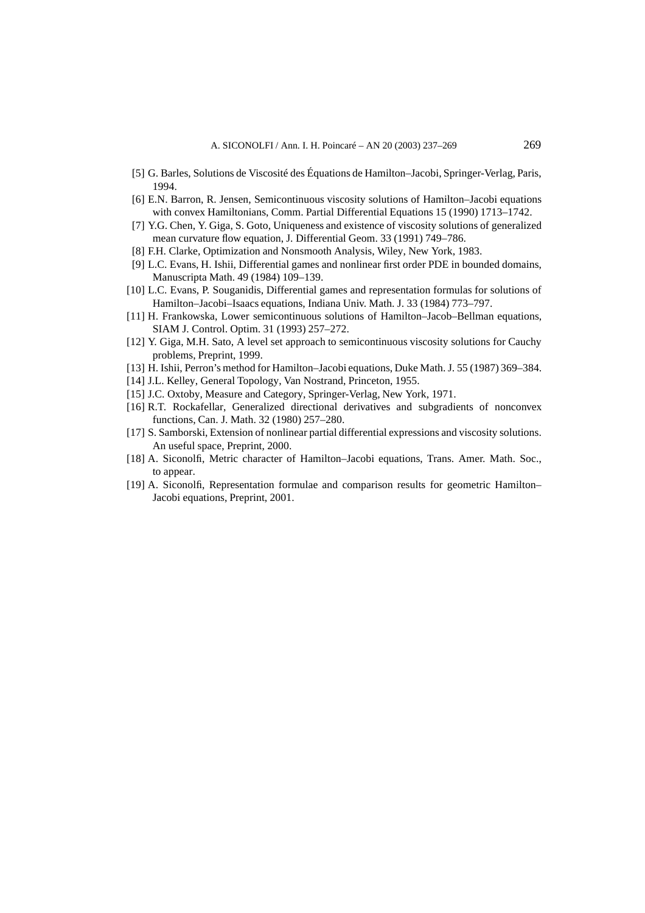[5] G. Barles, Solutions de Viscosité des Équations de Hamilton–Jacobi, Springer-Verlag, Paris, 1994.

[6] E.N. Barron, R. Jensen, Semicontinuous viscosity solutions of Hamilton–Jacobi equations with convex Hamiltonians, Comm. Partial Differential Equations 15 (1990) 1713–1742.

[7] Y.G. Chen, Y. Giga, S. Goto, Uniqueness and existence of viscosity solutions of generalized mean curvature flow equation, J. Differential Geom. 33 (1991) 749–786.

[8] F.H. Clarke, Optimization and Nonsmooth Analysis, Wiley, New York, 1983.

[9] L.C. Evans, H. Ishii, Differential games and nonlinear first order PDE in bounded domains, Manuscripta Math. 49 (1984) 109–139.

[10] L.C. Evans, P. Souganidis, Differential games and representation formulas for solutions of Hamilton–Jacobi–Isaacs equations, Indiana Univ. Math. J. 33 (1984) 773–797.

[11] H. Frankowska, Lower semicontinuous solutions of Hamilton–Jacob–Bellman equations, SIAM J. Control. Optim. 31 (1993) 257–272.

[12] Y. Giga, M.H. Sato, A level set approach to semicontinuous viscosity solutions for Cauchy problems, Preprint, 1999.

[13] H. Ishii, Perron's method for Hamilton–Jacobi equations, Duke Math. J. 55 (1987) 369–384.

[14] J.L. Kelley, General Topology, Van Nostrand, Princeton, 1955.

[15] J.C. Oxtoby, Measure and Category, Springer-Verlag, New York, 1971.

[16] R.T. Rockafellar, Generalized directional derivatives and subgradients of nonconvex functions, Can. J. Math. 32 (1980) 257–280.

[17] S. Samborski, Extension of nonlinear partial differential expressions and viscosity solutions. An useful space, Preprint, 2000.

[18] A. Siconolfi, Metric character of Hamilton–Jacobi equations, Trans. Amer. Math. Soc., to appear.

[19] A. Siconolfi, Representation formulae and comparison results for geometric Hamilton–Jacobi equations, Preprint, 2001.